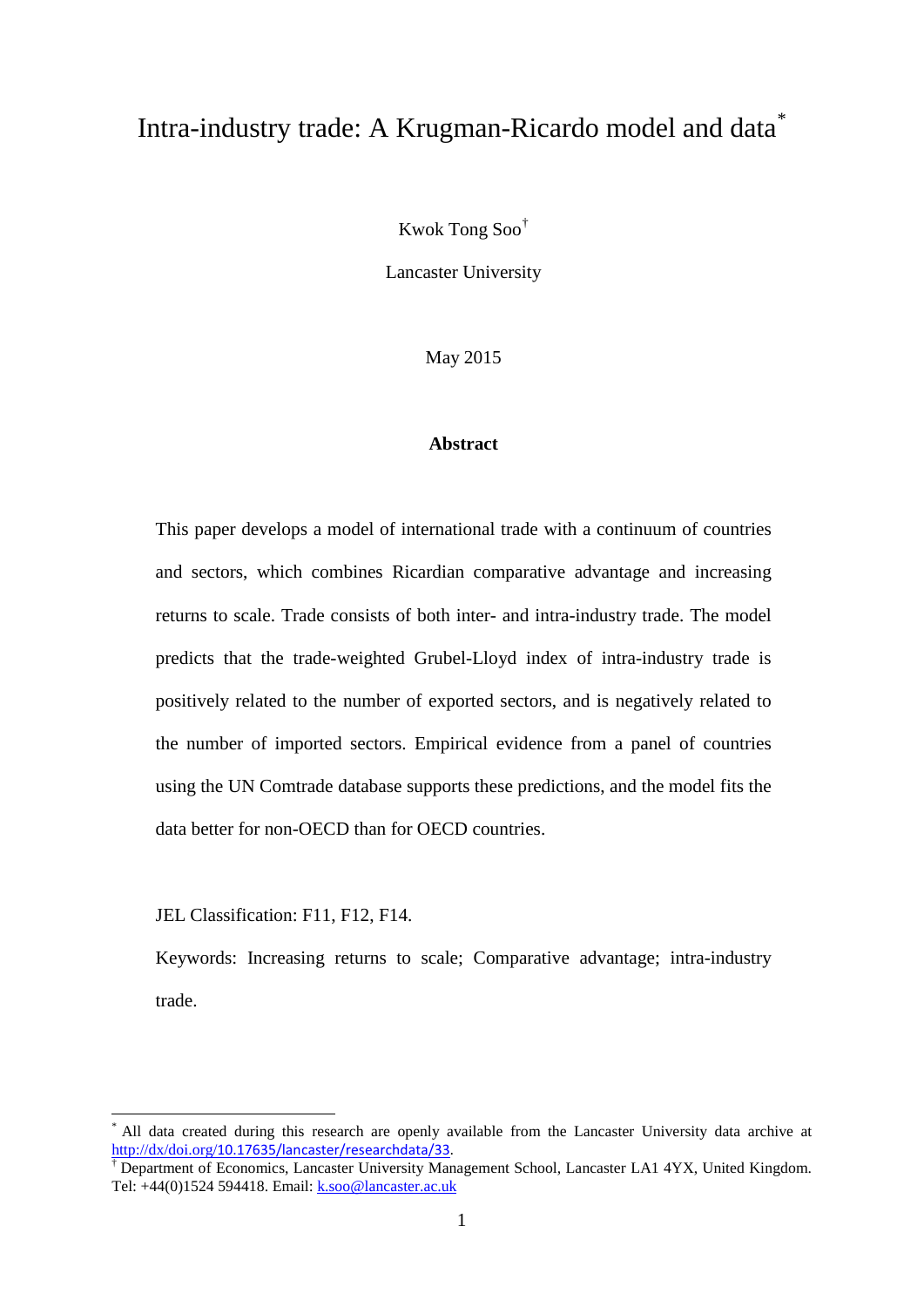# Intra-industry trade: A Krugman-Ricardo model and data[*]

Kwok Tong Soo[†]

Lancaster University

May 2015

### Abstract

This paper develops a model of international trade with a continuum of countries and sectors, which combines Ricardian comparative advantage and increasing returns to scale. Trade consists of both inter- and intra-industry trade. The model predicts that the trade-weighted Grubel-Lloyd index of intra-industry trade is positively related to the number of exported sectors, and is negatively related to the number of imported sectors. Empirical evidence from a panel of countries using the UN Comtrade database supports these predictions, and the model fits the data better for non-OECD than for OECD countries.

JEL Classification: F11, F12, F14.

Keywords: Increasing returns to scale; Comparative advantage; intra-industry trade.

---

[*] All data created during this research are openly available from the Lancaster University data archive at http://dx/doi.org/10.17635/lancaster/researchdata/33.

[†] Department of Economics, Lancaster University Management School, Lancaster LA1 4YX, United Kingdom. Tel: +44(0)1524 594418. Email: k.soo@lancaster.ac.uk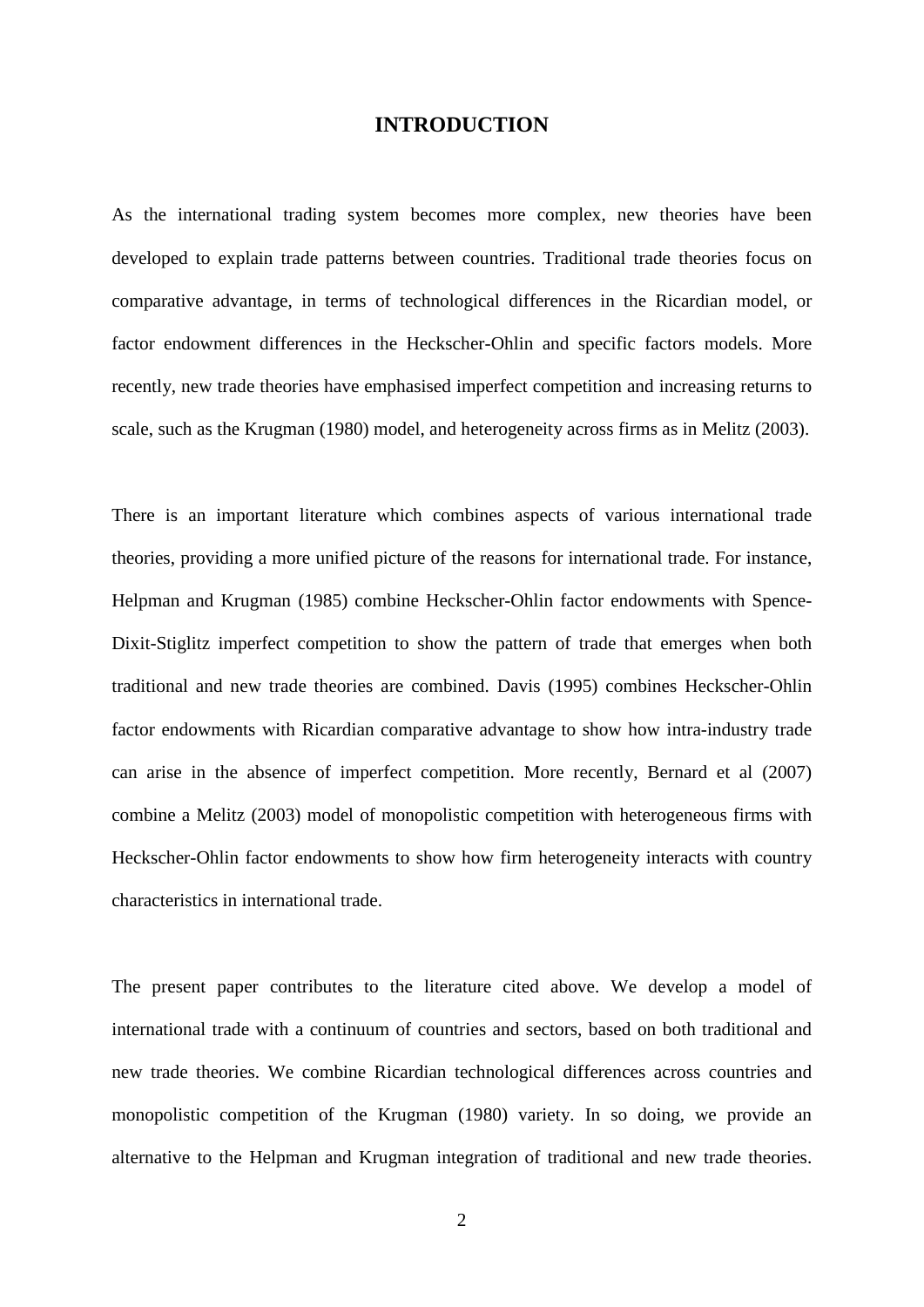# INTRODUCTION

As the international trading system becomes more complex, new theories have been developed to explain trade patterns between countries. Traditional trade theories focus on comparative advantage, in terms of technological differences in the Ricardian model, or factor endowment differences in the Heckscher-Ohlin and specific factors models. More recently, new trade theories have emphasised imperfect competition and increasing returns to scale, such as the Krugman (1980) model, and heterogeneity across firms as in Melitz (2003).

There is an important literature which combines aspects of various international trade theories, providing a more unified picture of the reasons for international trade. For instance, Helpman and Krugman (1985) combine Heckscher-Ohlin factor endowments with Spence-Dixit-Stiglitz imperfect competition to show the pattern of trade that emerges when both traditional and new trade theories are combined. Davis (1995) combines Heckscher-Ohlin factor endowments with Ricardian comparative advantage to show how intra-industry trade can arise in the absence of imperfect competition. More recently, Bernard et al (2007) combine a Melitz (2003) model of monopolistic competition with heterogeneous firms with Heckscher-Ohlin factor endowments to show how firm heterogeneity interacts with country characteristics in international trade.

The present paper contributes to the literature cited above. We develop a model of international trade with a continuum of countries and sectors, based on both traditional and new trade theories. We combine Ricardian technological differences across countries and monopolistic competition of the Krugman (1980) variety. In so doing, we provide an alternative to the Helpman and Krugman integration of traditional and new trade theories.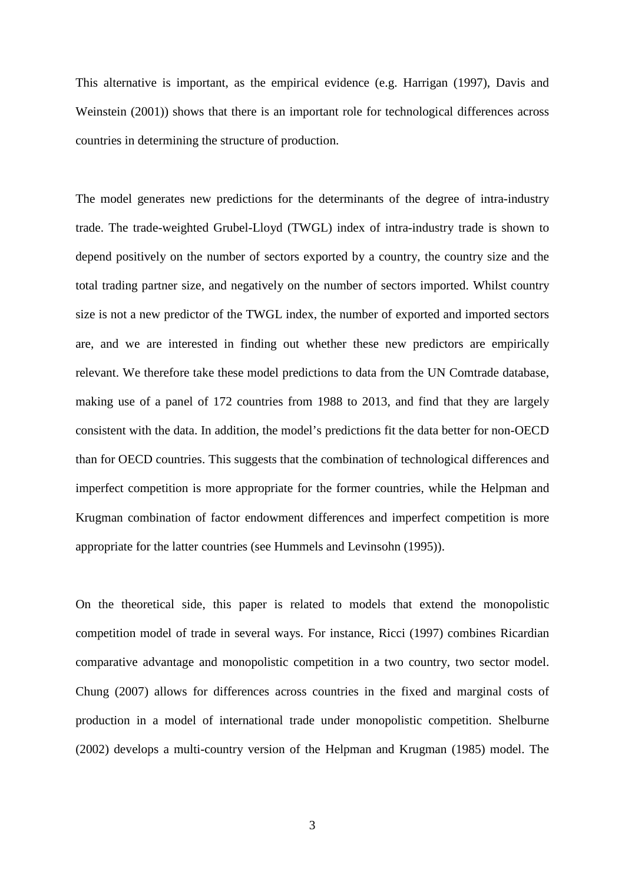This alternative is important, as the empirical evidence (e.g. Harrigan (1997), Davis and Weinstein (2001)) shows that there is an important role for technological differences across countries in determining the structure of production.

The model generates new predictions for the determinants of the degree of intra-industry trade. The trade-weighted Grubel-Lloyd (TWGL) index of intra-industry trade is shown to depend positively on the number of sectors exported by a country, the country size and the total trading partner size, and negatively on the number of sectors imported. Whilst country size is not a new predictor of the TWGL index, the number of exported and imported sectors are, and we are interested in finding out whether these new predictors are empirically relevant. We therefore take these model predictions to data from the UN Comtrade database, making use of a panel of 172 countries from 1988 to 2013, and find that they are largely consistent with the data. In addition, the model's predictions fit the data better for non-OECD than for OECD countries. This suggests that the combination of technological differences and imperfect competition is more appropriate for the former countries, while the Helpman and Krugman combination of factor endowment differences and imperfect competition is more appropriate for the latter countries (see Hummels and Levinsohn (1995)).

On the theoretical side, this paper is related to models that extend the monopolistic competition model of trade in several ways. For instance, Ricci (1997) combines Ricardian comparative advantage and monopolistic competition in a two country, two sector model. Chung (2007) allows for differences across countries in the fixed and marginal costs of production in a model of international trade under monopolistic competition. Shelburne (2002) develops a multi-country version of the Helpman and Krugman (1985) model. The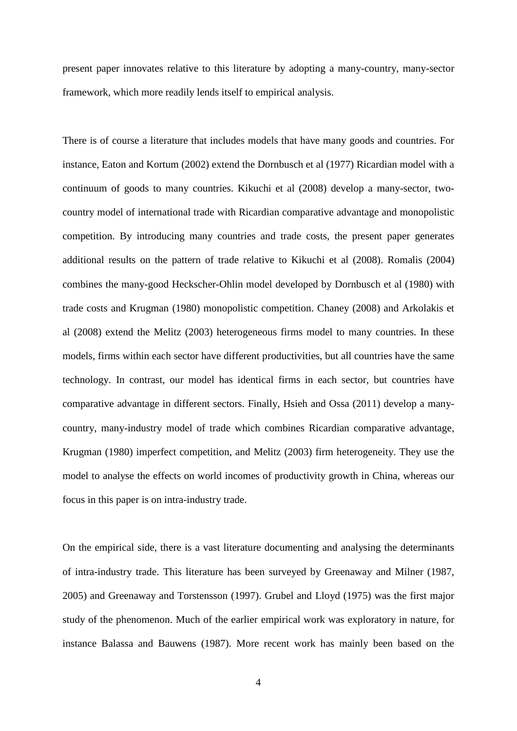present paper innovates relative to this literature by adopting a many-country, many-sector framework, which more readily lends itself to empirical analysis.

There is of course a literature that includes models that have many goods and countries. For instance, Eaton and Kortum (2002) extend the Dornbusch et al (1977) Ricardian model with a continuum of goods to many countries. Kikuchi et al (2008) develop a many-sector, two-country model of international trade with Ricardian comparative advantage and monopolistic competition. By introducing many countries and trade costs, the present paper generates additional results on the pattern of trade relative to Kikuchi et al (2008). Romalis (2004) combines the many-good Heckscher-Ohlin model developed by Dornbusch et al (1980) with trade costs and Krugman (1980) monopolistic competition. Chaney (2008) and Arkolakis et al (2008) extend the Melitz (2003) heterogeneous firms model to many countries. In these models, firms within each sector have different productivities, but all countries have the same technology. In contrast, our model has identical firms in each sector, but countries have comparative advantage in different sectors. Finally, Hsieh and Ossa (2011) develop a many-country, many-industry model of trade which combines Ricardian comparative advantage, Krugman (1980) imperfect competition, and Melitz (2003) firm heterogeneity. They use the model to analyse the effects on world incomes of productivity growth in China, whereas our focus in this paper is on intra-industry trade.

On the empirical side, there is a vast literature documenting and analysing the determinants of intra-industry trade. This literature has been surveyed by Greenaway and Milner (1987, 2005) and Greenaway and Torstensson (1997). Grubel and Lloyd (1975) was the first major study of the phenomenon. Much of the earlier empirical work was exploratory in nature, for instance Balassa and Bauwens (1987). More recent work has mainly been based on the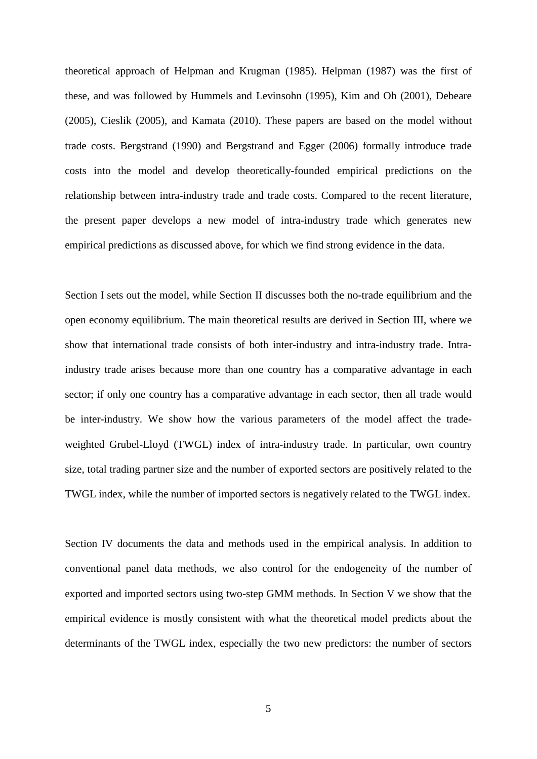theoretical approach of Helpman and Krugman (1985). Helpman (1987) was the first of these, and was followed by Hummels and Levinsohn (1995), Kim and Oh (2001), Debeare (2005), Cieslik (2005), and Kamata (2010). These papers are based on the model without trade costs. Bergstrand (1990) and Bergstrand and Egger (2006) formally introduce trade costs into the model and develop theoretically-founded empirical predictions on the relationship between intra-industry trade and trade costs. Compared to the recent literature, the present paper develops a new model of intra-industry trade which generates new empirical predictions as discussed above, for which we find strong evidence in the data.

Section I sets out the model, while Section II discusses both the no-trade equilibrium and the open economy equilibrium. The main theoretical results are derived in Section III, where we show that international trade consists of both inter-industry and intra-industry trade. Intra-industry trade arises because more than one country has a comparative advantage in each sector; if only one country has a comparative advantage in each sector, then all trade would be inter-industry. We show how the various parameters of the model affect the trade-weighted Grubel-Lloyd (TWGL) index of intra-industry trade. In particular, own country size, total trading partner size and the number of exported sectors are positively related to the TWGL index, while the number of imported sectors is negatively related to the TWGL index.

Section IV documents the data and methods used in the empirical analysis. In addition to conventional panel data methods, we also control for the endogeneity of the number of exported and imported sectors using two-step GMM methods. In Section V we show that the empirical evidence is mostly consistent with what the theoretical model predicts about the determinants of the TWGL index, especially the two new predictors: the number of sectors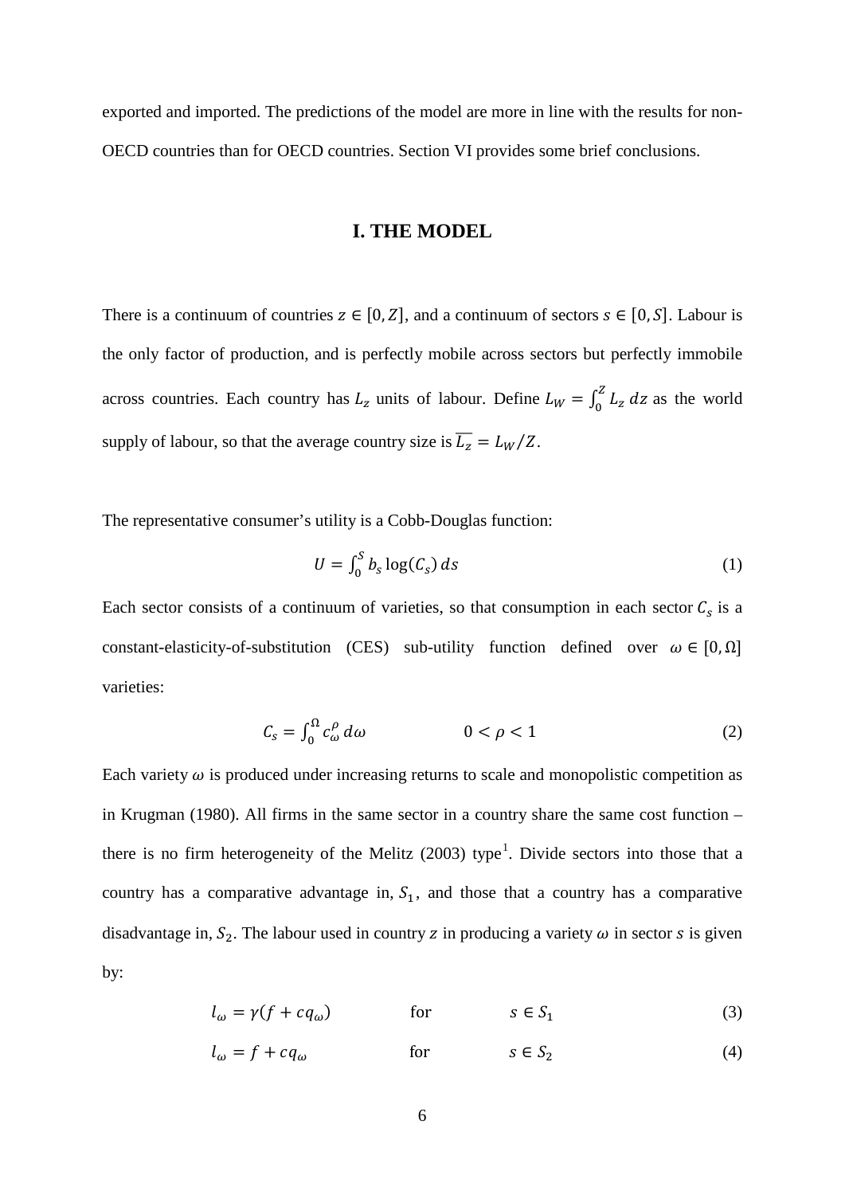exported and imported. The predictions of the model are more in line with the results for non-OECD countries than for OECD countries. Section VI provides some brief conclusions.

## I. THE MODEL

There is a continuum of countries $z \in [0, Z]$, and a continuum of sectors $s \in [0, S]$. Labour is the only factor of production, and is perfectly mobile across sectors but perfectly immobile across countries. Each country has $L_z$ units of labour. Define $L_W = \int_0^Z L_z \, dz$ as the world supply of labour, so that the average country size is $\overline{L_z} = L_W/Z$.

The representative consumer's utility is a Cobb-Douglas function:

$$U = \int_0^S b_s \log(C_s) \, ds \tag{1}$$

Each sector consists of a continuum of varieties, so that consumption in each sector $C_s$ is a constant-elasticity-of-substitution (CES) sub-utility function defined over $\omega \in [0, \Omega]$ varieties:

$$C_s = \int_0^\Omega c_\omega^\rho \, d\omega \qquad\qquad 0 < \rho < 1 \tag{2}$$

Each variety $\omega$ is produced under increasing returns to scale and monopolistic competition as in Krugman (1980). All firms in the same sector in a country share the same cost function – there is no firm heterogeneity of the Melitz (2003) type[1]. Divide sectors into those that a country has a comparative advantage in, $S_1$, and those that a country has a comparative disadvantage in, $S_2$. The labour used in country $z$ in producing a variety $\omega$ in sector $s$ is given by:

$$l_\omega = \gamma(f + cq_\omega) \qquad \text{for} \qquad s \in S_1 \tag{3}$$

$$l_\omega = f + cq_\omega \qquad \text{for} \qquad s \in S_2 \tag{4}$$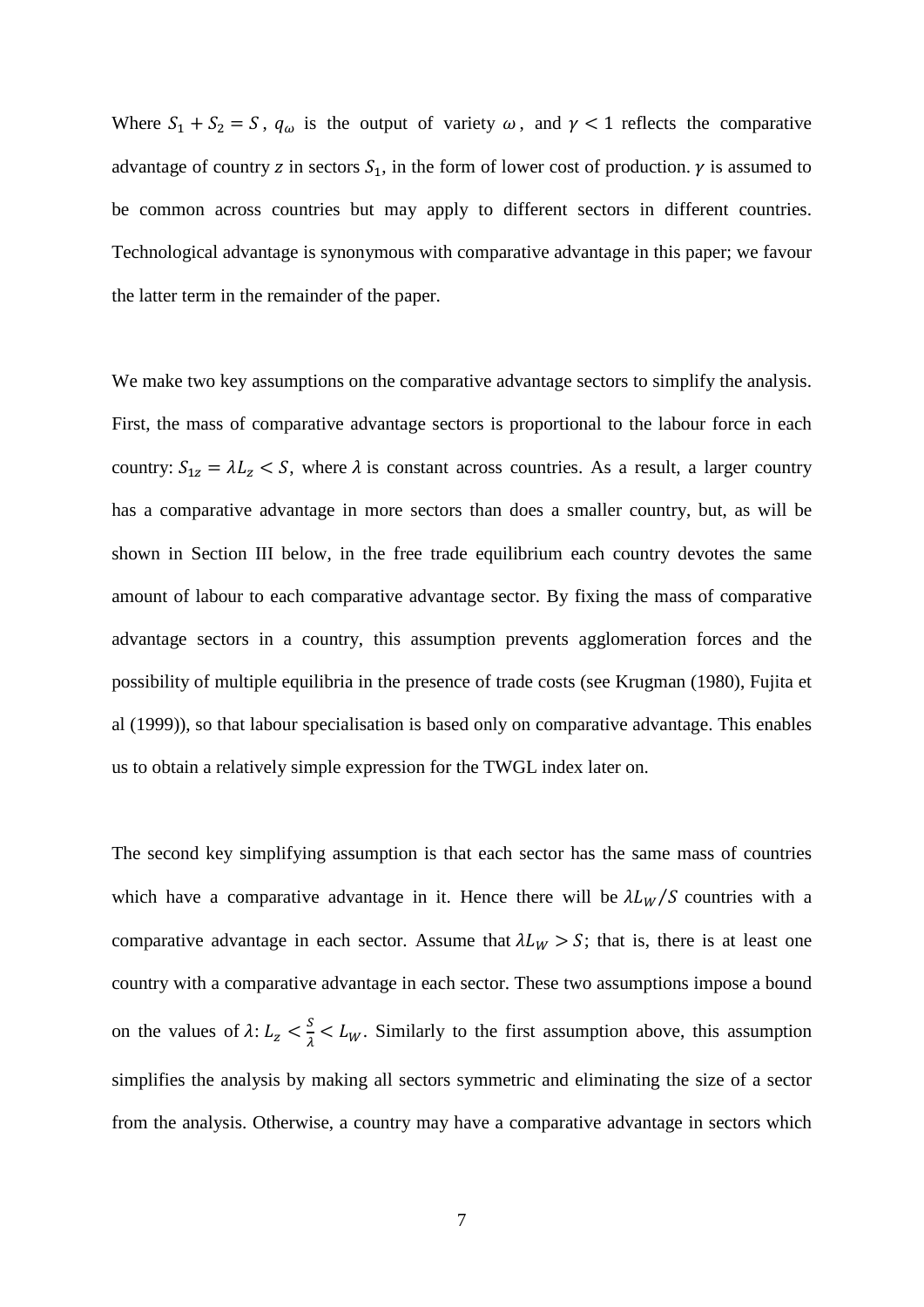Where $S_1 + S_2 = S$, $q_\omega$ is the output of variety $\omega$, and $\gamma < 1$ reflects the comparative advantage of country $z$ in sectors $S_1$, in the form of lower cost of production. $\gamma$ is assumed to be common across countries but may apply to different sectors in different countries. Technological advantage is synonymous with comparative advantage in this paper; we favour the latter term in the remainder of the paper.

We make two key assumptions on the comparative advantage sectors to simplify the analysis. First, the mass of comparative advantage sectors is proportional to the labour force in each country: $S_{1z} = \lambda L_z < S$, where $\lambda$ is constant across countries. As a result, a larger country has a comparative advantage in more sectors than does a smaller country, but, as will be shown in Section III below, in the free trade equilibrium each country devotes the same amount of labour to each comparative advantage sector. By fixing the mass of comparative advantage sectors in a country, this assumption prevents agglomeration forces and the possibility of multiple equilibria in the presence of trade costs (see Krugman (1980), Fujita et al (1999)), so that labour specialisation is based only on comparative advantage. This enables us to obtain a relatively simple expression for the TWGL index later on.

The second key simplifying assumption is that each sector has the same mass of countries which have a comparative advantage in it. Hence there will be $\lambda L_W / S$ countries with a comparative advantage in each sector. Assume that $\lambda L_W > S$; that is, there is at least one country with a comparative advantage in each sector. These two assumptions impose a bound on the values of $\lambda$: $L_z < \frac{S}{\lambda} < L_W$. Similarly to the first assumption above, this assumption simplifies the analysis by making all sectors symmetric and eliminating the size of a sector from the analysis. Otherwise, a country may have a comparative advantage in sectors which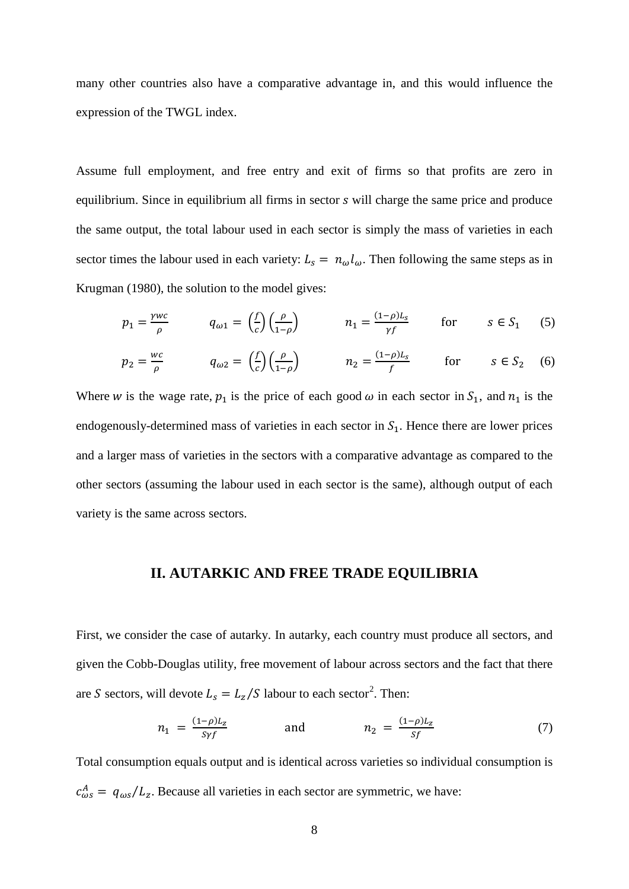many other countries also have a comparative advantage in, and this would influence the expression of the TWGL index.

Assume full employment, and free entry and exit of firms so that profits are zero in equilibrium. Since in equilibrium all firms in sector $s$ will charge the same price and produce the same output, the total labour used in each sector is simply the mass of varieties in each sector times the labour used in each variety: $L_s = n_\omega l_\omega$. Then following the same steps as in Krugman (1980), the solution to the model gives:

$$p_1 = \frac{\gamma wc}{\rho} \qquad q_{\omega 1} = \left(\frac{f}{c}\right)\left(\frac{\rho}{1-\rho}\right) \qquad n_1 = \frac{(1-\rho)L_s}{\gamma f} \qquad \text{for} \qquad s \in S_1 \qquad (5)$$

$$p_2 = \frac{wc}{\rho} \qquad q_{\omega 2} = \left(\frac{f}{c}\right)\left(\frac{\rho}{1-\rho}\right) \qquad n_2 = \frac{(1-\rho)L_s}{f} \qquad \text{for} \qquad s \in S_2 \qquad (6)$$

Where $w$ is the wage rate, $p_1$ is the price of each good $\omega$ in each sector in $S_1$, and $n_1$ is the endogenously-determined mass of varieties in each sector in $S_1$. Hence there are lower prices and a larger mass of varieties in the sectors with a comparative advantage as compared to the other sectors (assuming the labour used in each sector is the same), although output of each variety is the same across sectors.

## II. AUTARKIC AND FREE TRADE EQUILIBRIA

First, we consider the case of autarky. In autarky, each country must produce all sectors, and given the Cobb-Douglas utility, free movement of labour across sectors and the fact that there are $S$ sectors, will devote $L_s = L_z / S$ labour to each sector[2]. Then:

$$n_1 = \frac{(1-\rho)L_z}{S\gamma f} \qquad \text{and} \qquad n_2 = \frac{(1-\rho)L_z}{Sf} \qquad (7)$$

Total consumption equals output and is identical across varieties so individual consumption is $c_{\omega s}^A = q_{\omega s} / L_z$. Because all varieties in each sector are symmetric, we have: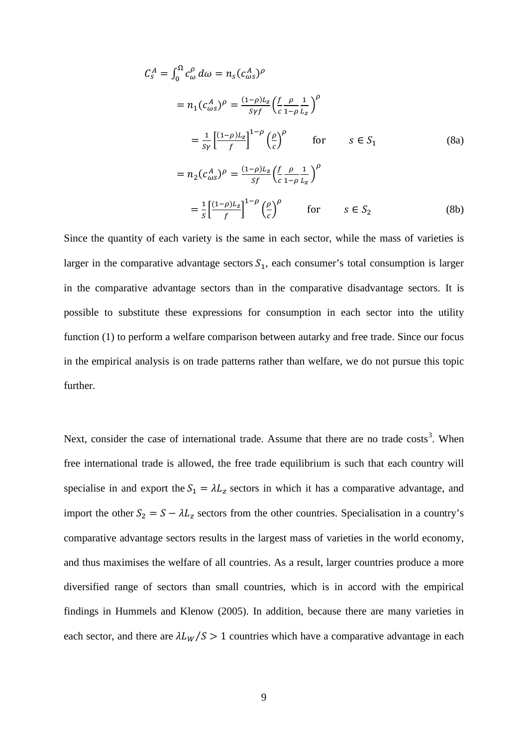$$C_s^A = \int_0^\Omega c_\omega^\rho \, d\omega = n_s (c_{\omega s}^A)^\rho$$

$$= n_1 (c_{\omega s}^A)^\rho = \frac{(1-\rho)L_z}{S\gamma f}\left(\frac{f}{c}\frac{\rho}{1-\rho}\frac{1}{L_z}\right)^\rho$$

$$= \frac{1}{S\gamma}\left[\frac{(1-\rho)L_z}{f}\right]^{1-\rho}\left(\frac{\rho}{c}\right)^\rho \qquad \text{for} \qquad s \in S_1 \tag{8a}$$

$$= n_2 (c_{\omega s}^A)^\rho = \frac{(1-\rho)L_z}{Sf}\left(\frac{f}{c}\frac{\rho}{1-\rho}\frac{1}{L_z}\right)^\rho$$

$$= \frac{1}{S}\left[\frac{(1-\rho)L_z}{f}\right]^{1-\rho}\left(\frac{\rho}{c}\right)^\rho \qquad \text{for} \qquad s \in S_2 \tag{8b}$$

Since the quantity of each variety is the same in each sector, while the mass of varieties is larger in the comparative advantage sectors $S_1$, each consumer's total consumption is larger in the comparative advantage sectors than in the comparative disadvantage sectors. It is possible to substitute these expressions for consumption in each sector into the utility function (1) to perform a welfare comparison between autarky and free trade. Since our focus in the empirical analysis is on trade patterns rather than welfare, we do not pursue this topic further.

Next, consider the case of international trade. Assume that there are no trade costs[3]. When free international trade is allowed, the free trade equilibrium is such that each country will specialise in and export the $S_1 = \lambda L_z$ sectors in which it has a comparative advantage, and import the other $S_2 = S - \lambda L_z$ sectors from the other countries. Specialisation in a country's comparative advantage sectors results in the largest mass of varieties in the world economy, and thus maximises the welfare of all countries. As a result, larger countries produce a more diversified range of sectors than small countries, which is in accord with the empirical findings in Hummels and Klenow (2005). In addition, because there are many varieties in each sector, and there are $\lambda L_W / S > 1$ countries which have a comparative advantage in each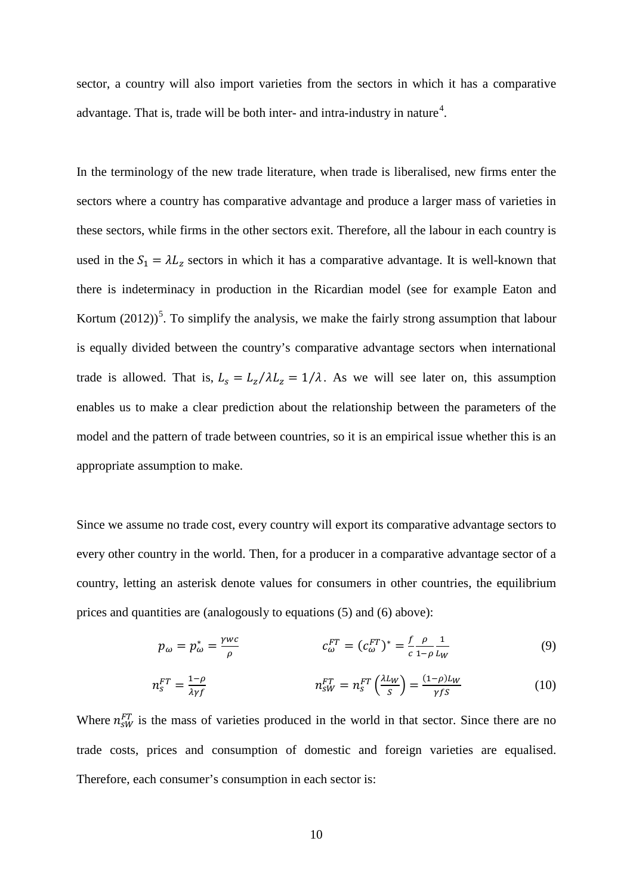sector, a country will also import varieties from the sectors in which it has a comparative advantage. That is, trade will be both inter- and intra-industry in nature[4].

In the terminology of the new trade literature, when trade is liberalised, new firms enter the sectors where a country has comparative advantage and produce a larger mass of varieties in these sectors, while firms in the other sectors exit. Therefore, all the labour in each country is used in the $S_1 = \lambda L_z$ sectors in which it has a comparative advantage. It is well-known that there is indeterminacy in production in the Ricardian model (see for example Eaton and Kortum (2012))[5]. To simplify the analysis, we make the fairly strong assumption that labour is equally divided between the country's comparative advantage sectors when international trade is allowed. That is, $L_s = L_z/\lambda L_z = 1/\lambda$. As we will see later on, this assumption enables us to make a clear prediction about the relationship between the parameters of the model and the pattern of trade between countries, so it is an empirical issue whether this is an appropriate assumption to make.

Since we assume no trade cost, every country will export its comparative advantage sectors to every other country in the world. Then, for a producer in a comparative advantage sector of a country, letting an asterisk denote values for consumers in other countries, the equilibrium prices and quantities are (analogously to equations (5) and (6) above):

$$p_\omega = p_\omega^* = \frac{\gamma w c}{\rho} \qquad\qquad c_\omega^{FT} = (c_\omega^{FT})^* = \frac{f}{c}\frac{\rho}{1-\rho}\frac{1}{L_W} \tag{9}$$

$$n_s^{FT} = \frac{1-\rho}{\lambda \gamma f} \qquad\qquad n_{sW}^{FT} = n_s^{FT}\left(\frac{\lambda L_W}{S}\right) = \frac{(1-\rho)L_W}{\gamma f S} \tag{10}$$

Where $n_{sW}^{FT}$ is the mass of varieties produced in the world in that sector. Since there are no trade costs, prices and consumption of domestic and foreign varieties are equalised. Therefore, each consumer's consumption in each sector is: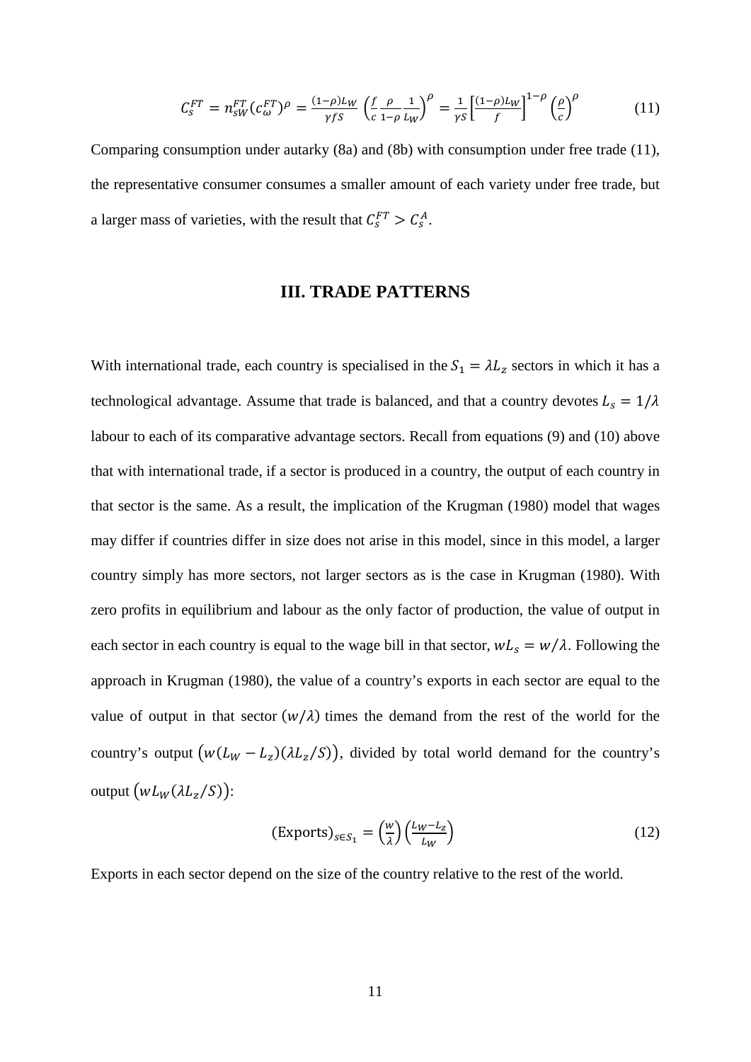$$C_s^{FT} = n_{sW}^{FT}(c_\omega^{FT})^\rho = \frac{(1-\rho)L_W}{\gamma f S}\left(\frac{f}{c}\frac{\rho}{1-\rho}\frac{1}{L_W}\right)^\rho = \frac{1}{\gamma S}\left[\frac{(1-\rho)L_W}{f}\right]^{1-\rho}\left(\frac{\rho}{c}\right)^\rho \tag{11}$$

Comparing consumption under autarky (8a) and (8b) with consumption under free trade (11), the representative consumer consumes a smaller amount of each variety under free trade, but a larger mass of varieties, with the result that $C_s^{FT} > C_s^A$.

## III. TRADE PATTERNS

With international trade, each country is specialised in the $S_1 = \lambda L_z$ sectors in which it has a technological advantage. Assume that trade is balanced, and that a country devotes $L_s = 1/\lambda$ labour to each of its comparative advantage sectors. Recall from equations (9) and (10) above that with international trade, if a sector is produced in a country, the output of each country in that sector is the same. As a result, the implication of the Krugman (1980) model that wages may differ if countries differ in size does not arise in this model, since in this model, a larger country simply has more sectors, not larger sectors as is the case in Krugman (1980). With zero profits in equilibrium and labour as the only factor of production, the value of output in each sector in each country is equal to the wage bill in that sector, $wL_s = w/\lambda$. Following the approach in Krugman (1980), the value of a country's exports in each sector are equal to the value of output in that sector $(w/\lambda)$ times the demand from the rest of the world for the country's output $\left(w(L_W - L_z)(\lambda L_z/S)\right)$, divided by total world demand for the country's output $\left(wL_W(\lambda L_z/S)\right)$:

$$(\text{Exports})_{s \in S_1} = \left(\frac{w}{\lambda}\right)\left(\frac{L_W - L_z}{L_W}\right) \tag{12}$$

Exports in each sector depend on the size of the country relative to the rest of the world.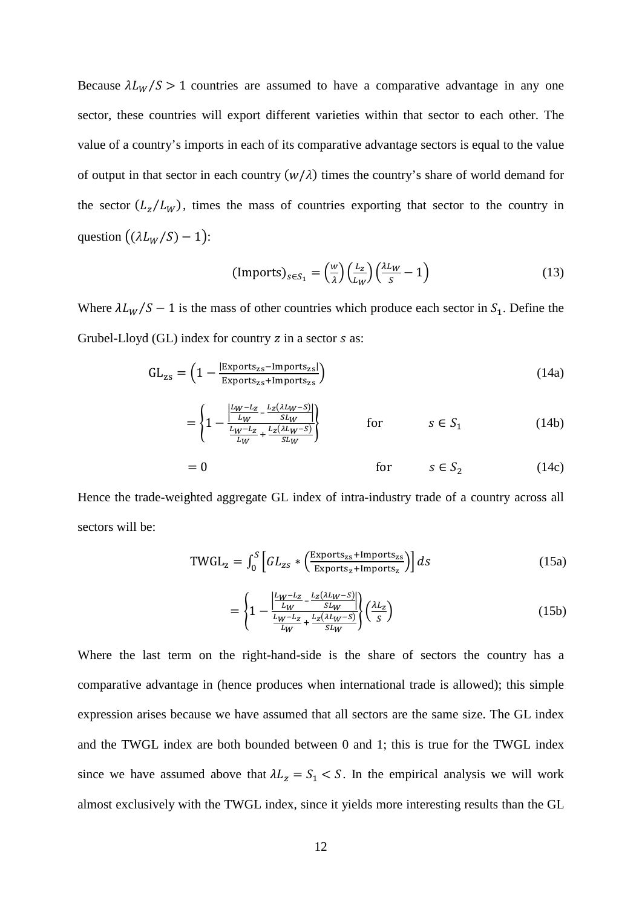Because $\lambda L_W/S > 1$ countries are assumed to have a comparative advantage in any one sector, these countries will export different varieties within that sector to each other. The value of a country's imports in each of its comparative advantage sectors is equal to the value of output in that sector in each country $(w/\lambda)$ times the country's share of world demand for the sector $(L_z/L_W)$, times the mass of countries exporting that sector to the country in question $\left((\lambda L_W/S) - 1\right)$:

$$(\text{Imports})_{s \in S_1} = \left(\frac{w}{\lambda}\right)\left(\frac{L_z}{L_W}\right)\left(\frac{\lambda L_W}{S} - 1\right) \tag{13}$$

Where $\lambda L_W/S - 1$ is the mass of other countries which produce each sector in $S_1$. Define the Grubel-Lloyd (GL) index for country $z$ in a sector $s$ as:

$$\text{GL}_{zs} = \left(1 - \frac{|\text{Exports}_{zs} - \text{Imports}_{zs}|}{\text{Exports}_{zs} + \text{Imports}_{zs}}\right) \tag{14a}$$

$$= \left\{1 - \frac{\left|\frac{L_W - L_z}{L_W} - \frac{L_z(\lambda L_W - S)}{S L_W}\right|}{\frac{L_W - L_z}{L_W} + \frac{L_z(\lambda L_W - S)}{S L_W}}\right\} \qquad \text{for} \qquad s \in S_1 \tag{14b}$$

$$= 0 \qquad \text{for} \qquad s \in S_2 \tag{14c}$$

Hence the trade-weighted aggregate GL index of intra-industry trade of a country across all sectors will be:

$$\text{TWGL}_z = \int_0^S \left[GL_{zs} * \left(\frac{\text{Exports}_{zs} + \text{Imports}_{zs}}{\text{Exports}_z + \text{Imports}_z}\right)\right] ds \tag{15a}$$

$$= \left\{1 - \frac{\left|\frac{L_W - L_z}{L_W} - \frac{L_z(\lambda L_W - S)}{S L_W}\right|}{\frac{L_W - L_z}{L_W} + \frac{L_z(\lambda L_W - S)}{S L_W}}\right\}\left(\frac{\lambda L_z}{S}\right) \tag{15b}$$

Where the last term on the right-hand-side is the share of sectors the country has a comparative advantage in (hence produces when international trade is allowed); this simple expression arises because we have assumed that all sectors are the same size. The GL index and the TWGL index are both bounded between 0 and 1; this is true for the TWGL index since we have assumed above that $\lambda L_z = S_1 < S$. In the empirical analysis we will work almost exclusively with the TWGL index, since it yields more interesting results than the GL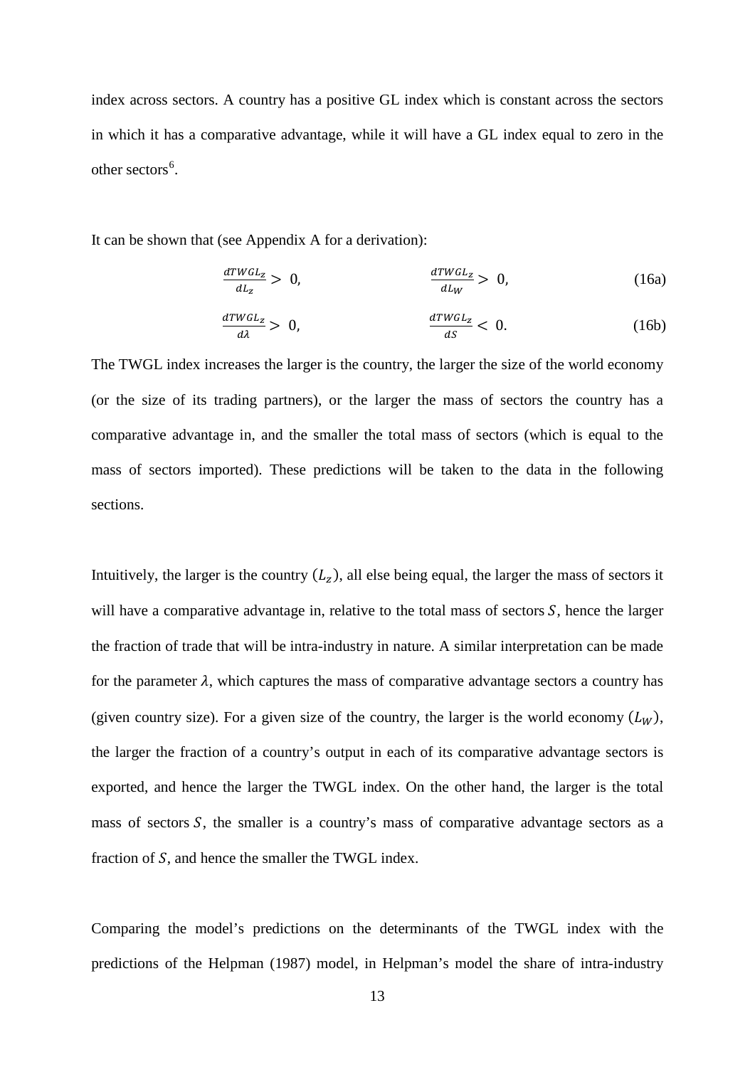index across sectors. A country has a positive GL index which is constant across the sectors in which it has a comparative advantage, while it will have a GL index equal to zero in the other sectors[6].

It can be shown that (see Appendix A for a derivation):

$$\frac{dTWGL_z}{dL_z} > 0, \qquad \frac{dTWGL_z}{dL_W} > 0, \tag{16a}$$

$$\frac{dTWGL_z}{d\lambda} > 0, \qquad \frac{dTWGL_z}{dS} < 0. \tag{16b}$$

The TWGL index increases the larger is the country, the larger the size of the world economy (or the size of its trading partners), or the larger the mass of sectors the country has a comparative advantage in, and the smaller the total mass of sectors (which is equal to the mass of sectors imported). These predictions will be taken to the data in the following sections.

Intuitively, the larger is the country ($L_z$), all else being equal, the larger the mass of sectors it will have a comparative advantage in, relative to the total mass of sectors $S$, hence the larger the fraction of trade that will be intra-industry in nature. A similar interpretation can be made for the parameter $\lambda$, which captures the mass of comparative advantage sectors a country has (given country size). For a given size of the country, the larger is the world economy ($L_W$), the larger the fraction of a country's output in each of its comparative advantage sectors is exported, and hence the larger the TWGL index. On the other hand, the larger is the total mass of sectors $S$, the smaller is a country's mass of comparative advantage sectors as a fraction of $S$, and hence the smaller the TWGL index.

Comparing the model's predictions on the determinants of the TWGL index with the predictions of the Helpman (1987) model, in Helpman's model the share of intra-industry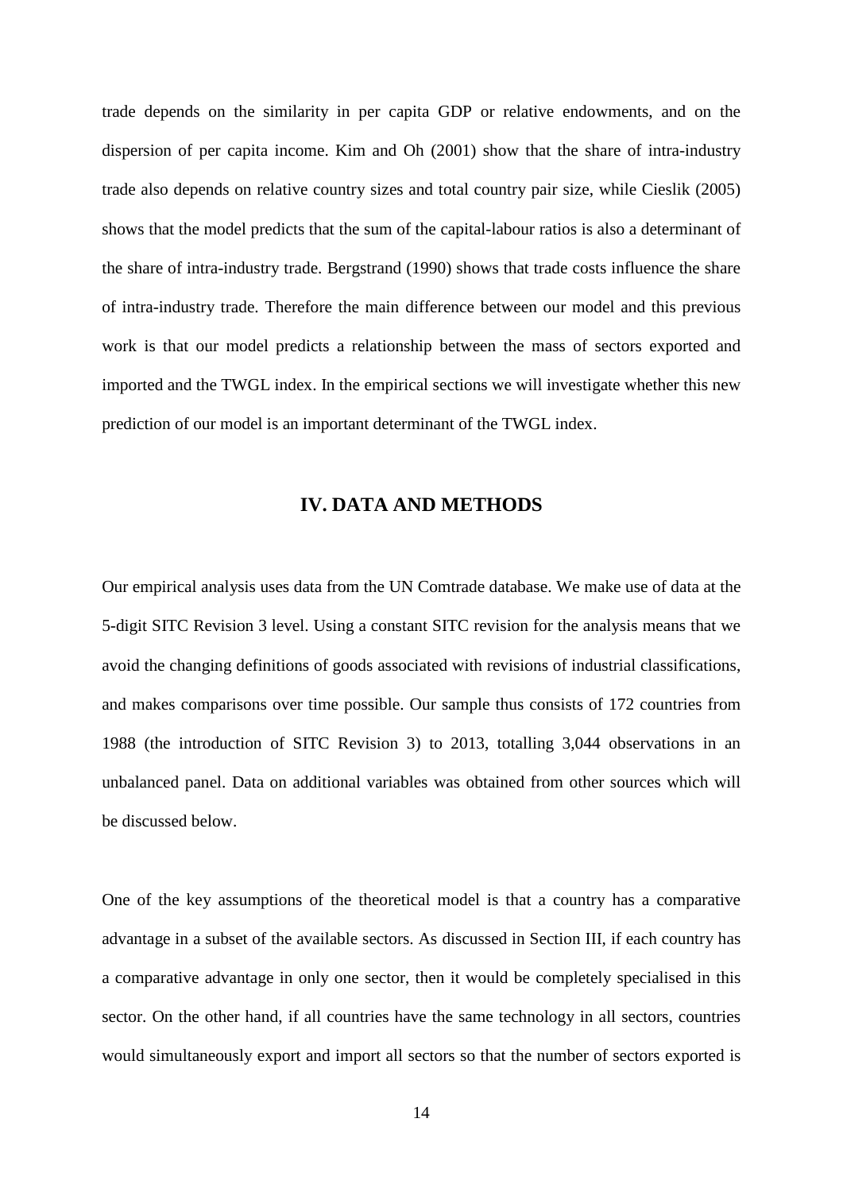trade depends on the similarity in per capita GDP or relative endowments, and on the dispersion of per capita income. Kim and Oh (2001) show that the share of intra-industry trade also depends on relative country sizes and total country pair size, while Cieslik (2005) shows that the model predicts that the sum of the capital-labour ratios is also a determinant of the share of intra-industry trade. Bergstrand (1990) shows that trade costs influence the share of intra-industry trade. Therefore the main difference between our model and this previous work is that our model predicts a relationship between the mass of sectors exported and imported and the TWGL index. In the empirical sections we will investigate whether this new prediction of our model is an important determinant of the TWGL index.

## IV. DATA AND METHODS

Our empirical analysis uses data from the UN Comtrade database. We make use of data at the 5-digit SITC Revision 3 level. Using a constant SITC revision for the analysis means that we avoid the changing definitions of goods associated with revisions of industrial classifications, and makes comparisons over time possible. Our sample thus consists of 172 countries from 1988 (the introduction of SITC Revision 3) to 2013, totalling 3,044 observations in an unbalanced panel. Data on additional variables was obtained from other sources which will be discussed below.

One of the key assumptions of the theoretical model is that a country has a comparative advantage in a subset of the available sectors. As discussed in Section III, if each country has a comparative advantage in only one sector, then it would be completely specialised in this sector. On the other hand, if all countries have the same technology in all sectors, countries would simultaneously export and import all sectors so that the number of sectors exported is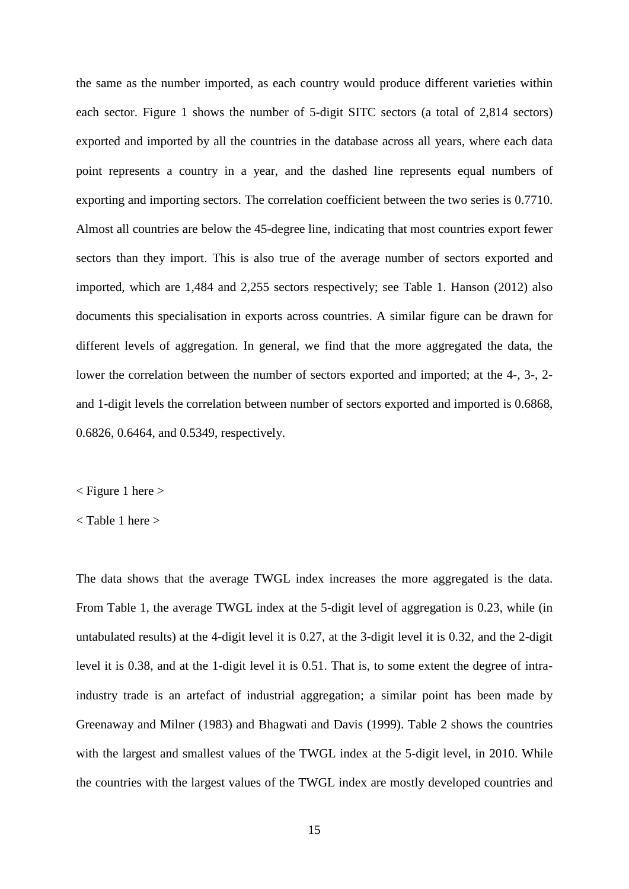the same as the number imported, as each country would produce different varieties within each sector. Figure 1 shows the number of 5-digit SITC sectors (a total of 2,814 sectors) exported and imported by all the countries in the database across all years, where each data point represents a country in a year, and the dashed line represents equal numbers of exporting and importing sectors. The correlation coefficient between the two series is 0.7710. Almost all countries are below the 45-degree line, indicating that most countries export fewer sectors than they import. This is also true of the average number of sectors exported and imported, which are 1,484 and 2,255 sectors respectively; see Table 1. Hanson (2012) also documents this specialisation in exports across countries. A similar figure can be drawn for different levels of aggregation. In general, we find that the more aggregated the data, the lower the correlation between the number of sectors exported and imported; at the 4-, 3-, 2- and 1-digit levels the correlation between number of sectors exported and imported is 0.6868, 0.6826, 0.6464, and 0.5349, respectively.

< Figure 1 here >

< Table 1 here >

The data shows that the average TWGL index increases the more aggregated is the data. From Table 1, the average TWGL index at the 5-digit level of aggregation is 0.23, while (in untabulated results) at the 4-digit level it is 0.27, at the 3-digit level it is 0.32, and the 2-digit level it is 0.38, and at the 1-digit level it is 0.51. That is, to some extent the degree of intra-industry trade is an artefact of industrial aggregation; a similar point has been made by Greenaway and Milner (1983) and Bhagwati and Davis (1999). Table 2 shows the countries with the largest and smallest values of the TWGL index at the 5-digit level, in 2010. While the countries with the largest values of the TWGL index are mostly developed countries and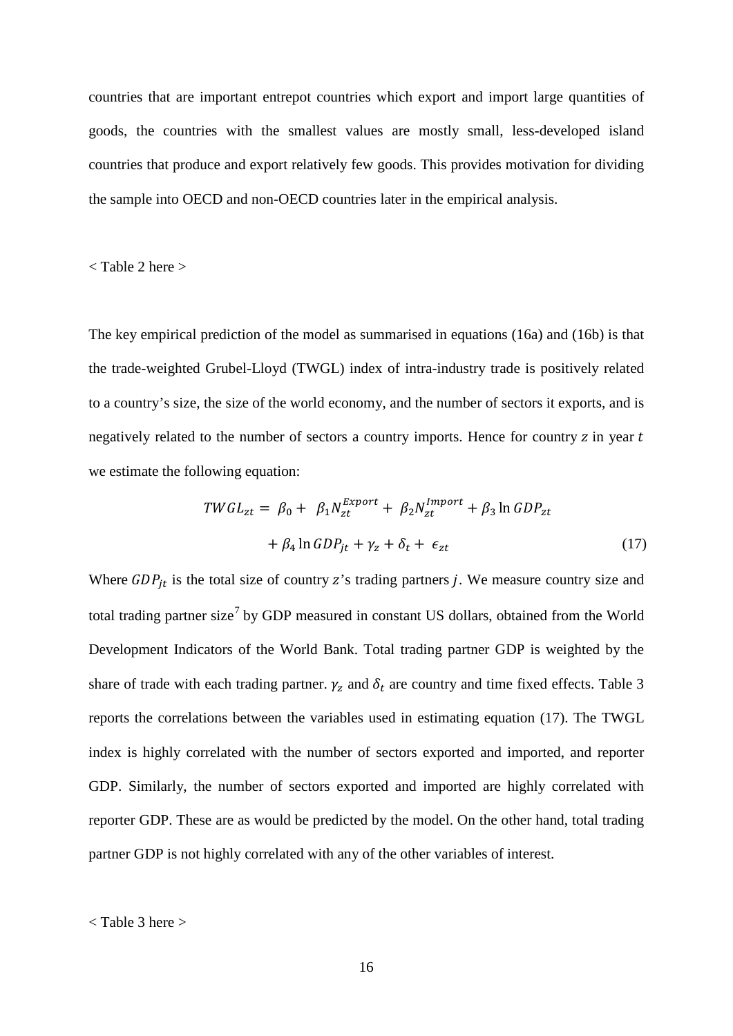countries that are important entrepot countries which export and import large quantities of goods, the countries with the smallest values are mostly small, less-developed island countries that produce and export relatively few goods. This provides motivation for dividing the sample into OECD and non-OECD countries later in the empirical analysis.

< Table 2 here >

The key empirical prediction of the model as summarised in equations (16a) and (16b) is that the trade-weighted Grubel-Lloyd (TWGL) index of intra-industry trade is positively related to a country's size, the size of the world economy, and the number of sectors it exports, and is negatively related to the number of sectors a country imports. Hence for country $z$ in year $t$ we estimate the following equation:

$$TWGL_{zt} = \beta_0 + \beta_1 N_{zt}^{Export} + \beta_2 N_{zt}^{Import} + \beta_3 \ln GDP_{zt} + \beta_4 \ln GDP_{jt} + \gamma_z + \delta_t + \epsilon_{zt} \tag{17}$$

Where $GDP_{jt}$ is the total size of country $z$'s trading partners $j$. We measure country size and total trading partner size[7] by GDP measured in constant US dollars, obtained from the World Development Indicators of the World Bank. Total trading partner GDP is weighted by the share of trade with each trading partner. $\gamma_z$ and $\delta_t$ are country and time fixed effects. Table 3 reports the correlations between the variables used in estimating equation (17). The TWGL index is highly correlated with the number of sectors exported and imported, and reporter GDP. Similarly, the number of sectors exported and imported are highly correlated with reporter GDP. These are as would be predicted by the model. On the other hand, total trading partner GDP is not highly correlated with any of the other variables of interest.

< Table 3 here >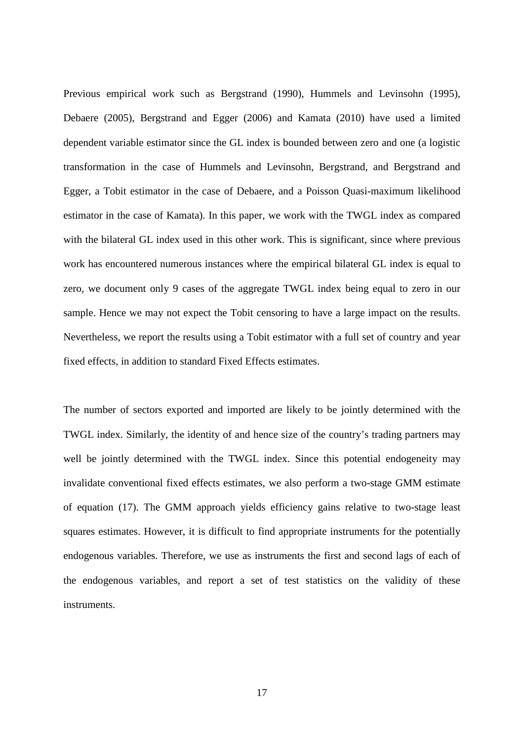Previous empirical work such as Bergstrand (1990), Hummels and Levinsohn (1995), Debaere (2005), Bergstrand and Egger (2006) and Kamata (2010) have used a limited dependent variable estimator since the GL index is bounded between zero and one (a logistic transformation in the case of Hummels and Levinsohn, Bergstrand, and Bergstrand and Egger, a Tobit estimator in the case of Debaere, and a Poisson Quasi-maximum likelihood estimator in the case of Kamata). In this paper, we work with the TWGL index as compared with the bilateral GL index used in this other work. This is significant, since where previous work has encountered numerous instances where the empirical bilateral GL index is equal to zero, we document only 9 cases of the aggregate TWGL index being equal to zero in our sample. Hence we may not expect the Tobit censoring to have a large impact on the results. Nevertheless, we report the results using a Tobit estimator with a full set of country and year fixed effects, in addition to standard Fixed Effects estimates.

The number of sectors exported and imported are likely to be jointly determined with the TWGL index. Similarly, the identity of and hence size of the country's trading partners may well be jointly determined with the TWGL index. Since this potential endogeneity may invalidate conventional fixed effects estimates, we also perform a two-stage GMM estimate of equation (17). The GMM approach yields efficiency gains relative to two-stage least squares estimates. However, it is difficult to find appropriate instruments for the potentially endogenous variables. Therefore, we use as instruments the first and second lags of each of the endogenous variables, and report a set of test statistics on the validity of these instruments.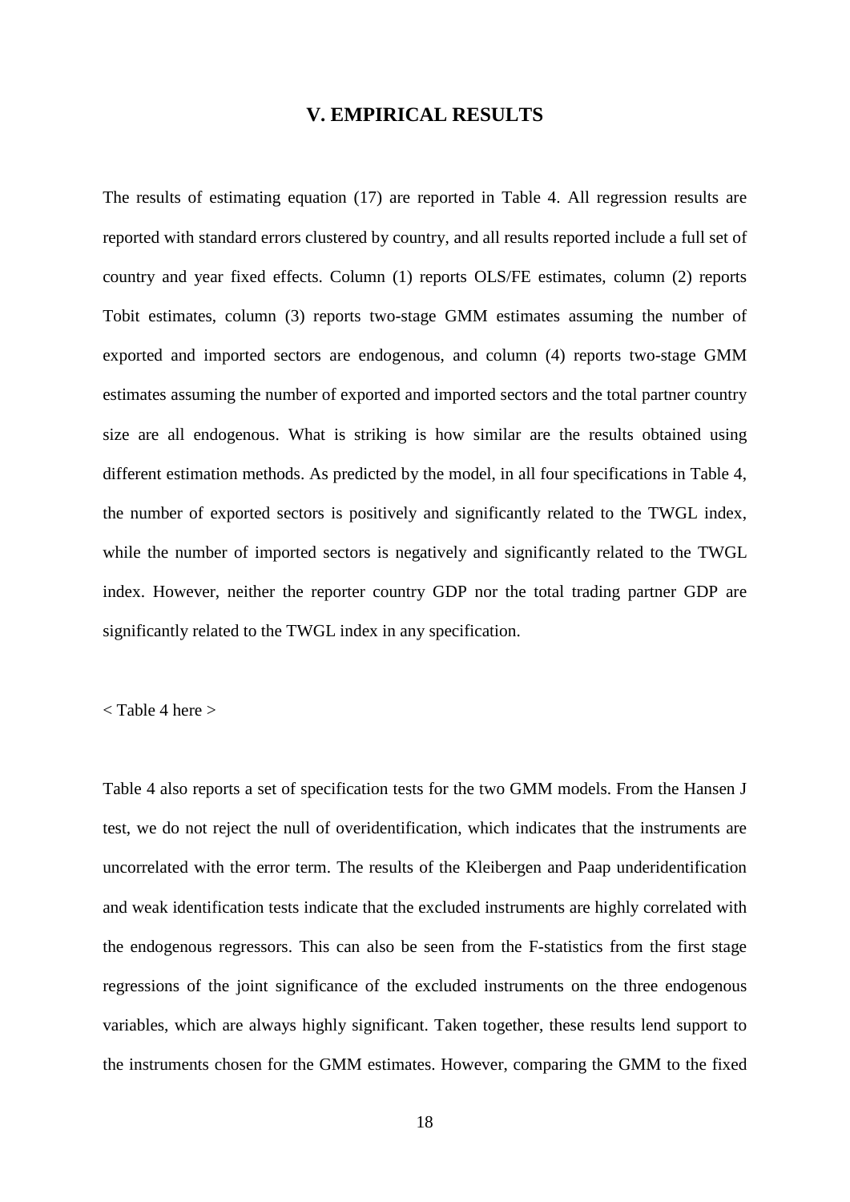## V. EMPIRICAL RESULTS

The results of estimating equation (17) are reported in Table 4. All regression results are reported with standard errors clustered by country, and all results reported include a full set of country and year fixed effects. Column (1) reports OLS/FE estimates, column (2) reports Tobit estimates, column (3) reports two-stage GMM estimates assuming the number of exported and imported sectors are endogenous, and column (4) reports two-stage GMM estimates assuming the number of exported and imported sectors and the total partner country size are all endogenous. What is striking is how similar are the results obtained using different estimation methods. As predicted by the model, in all four specifications in Table 4, the number of exported sectors is positively and significantly related to the TWGL index, while the number of imported sectors is negatively and significantly related to the TWGL index. However, neither the reporter country GDP nor the total trading partner GDP are significantly related to the TWGL index in any specification.

< Table 4 here >

Table 4 also reports a set of specification tests for the two GMM models. From the Hansen J test, we do not reject the null of overidentification, which indicates that the instruments are uncorrelated with the error term. The results of the Kleibergen and Paap underidentification and weak identification tests indicate that the excluded instruments are highly correlated with the endogenous regressors. This can also be seen from the F-statistics from the first stage regressions of the joint significance of the excluded instruments on the three endogenous variables, which are always highly significant. Taken together, these results lend support to the instruments chosen for the GMM estimates. However, comparing the GMM to the fixed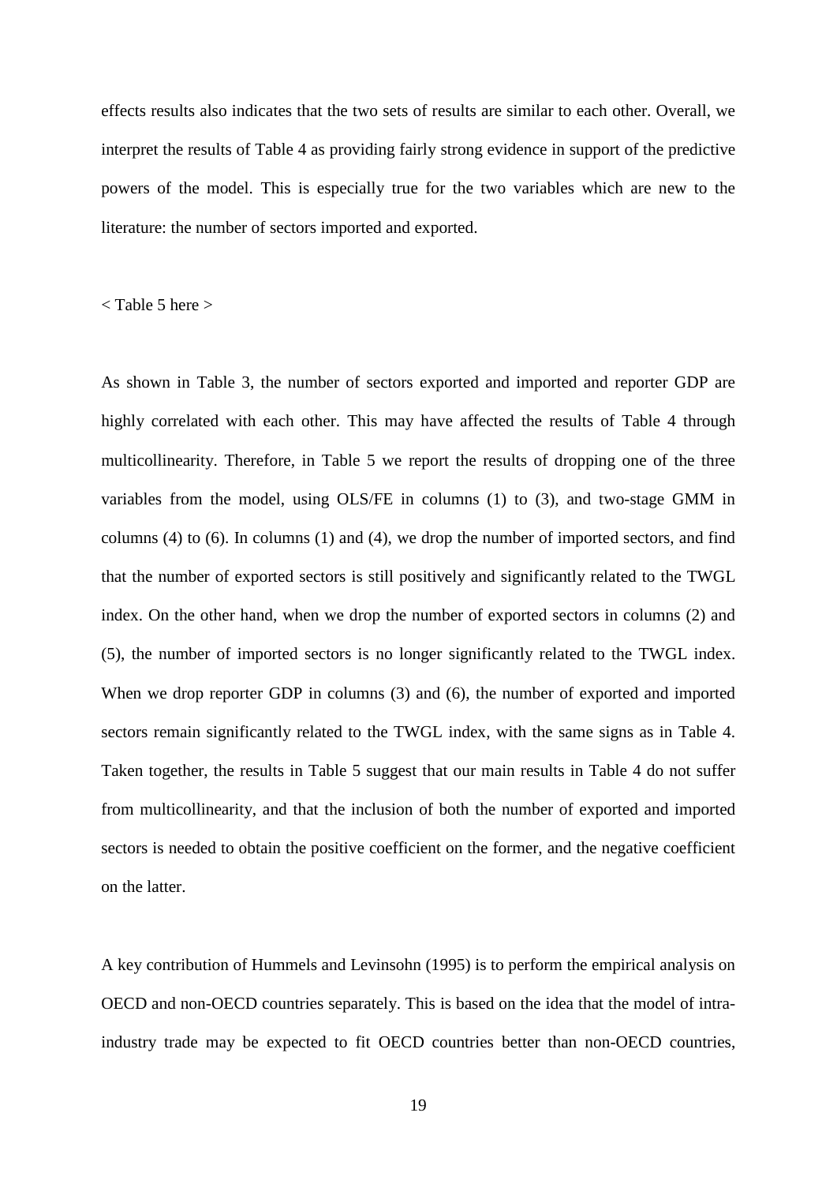effects results also indicates that the two sets of results are similar to each other. Overall, we interpret the results of Table 4 as providing fairly strong evidence in support of the predictive powers of the model. This is especially true for the two variables which are new to the literature: the number of sectors imported and exported.

< Table 5 here >

As shown in Table 3, the number of sectors exported and imported and reporter GDP are highly correlated with each other. This may have affected the results of Table 4 through multicollinearity. Therefore, in Table 5 we report the results of dropping one of the three variables from the model, using OLS/FE in columns (1) to (3), and two-stage GMM in columns (4) to (6). In columns (1) and (4), we drop the number of imported sectors, and find that the number of exported sectors is still positively and significantly related to the TWGL index. On the other hand, when we drop the number of exported sectors in columns (2) and (5), the number of imported sectors is no longer significantly related to the TWGL index. When we drop reporter GDP in columns (3) and (6), the number of exported and imported sectors remain significantly related to the TWGL index, with the same signs as in Table 4. Taken together, the results in Table 5 suggest that our main results in Table 4 do not suffer from multicollinearity, and that the inclusion of both the number of exported and imported sectors is needed to obtain the positive coefficient on the former, and the negative coefficient on the latter.

A key contribution of Hummels and Levinsohn (1995) is to perform the empirical analysis on OECD and non-OECD countries separately. This is based on the idea that the model of intra-industry trade may be expected to fit OECD countries better than non-OECD countries,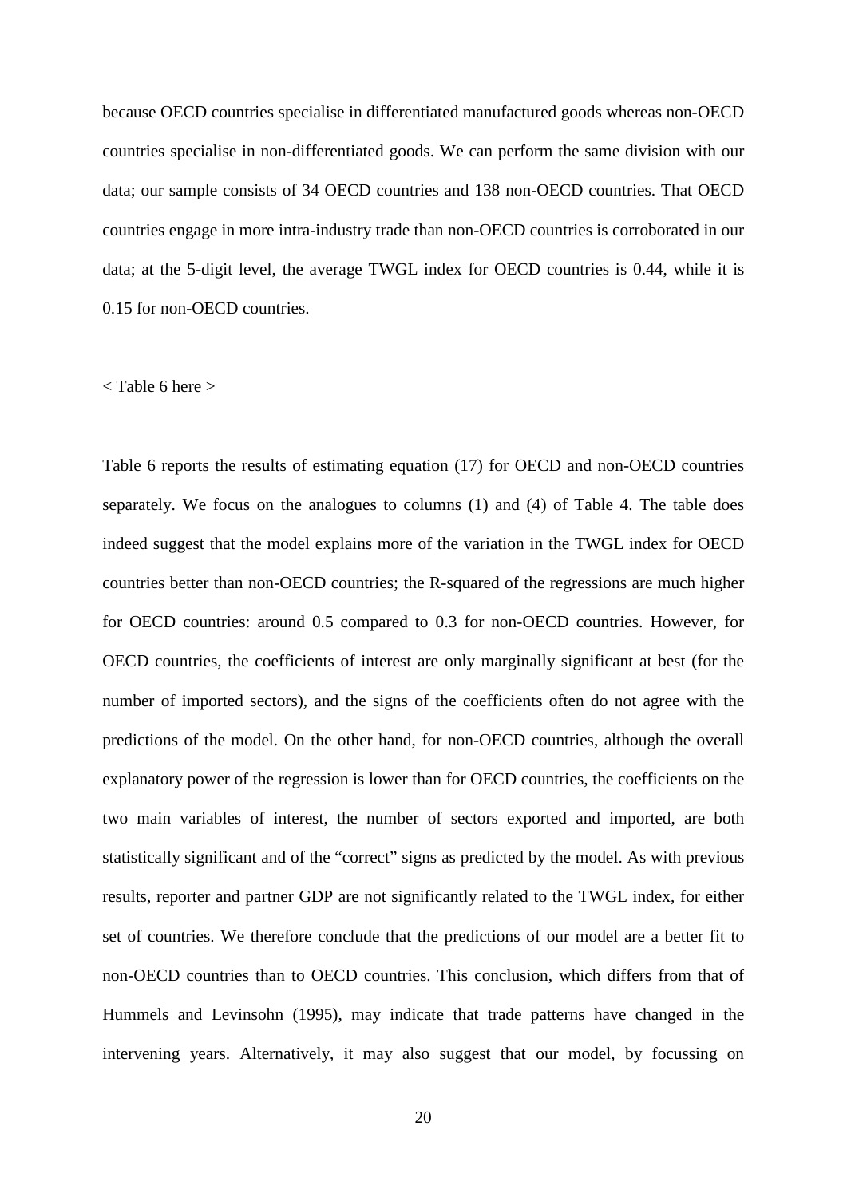because OECD countries specialise in differentiated manufactured goods whereas non-OECD countries specialise in non-differentiated goods. We can perform the same division with our data; our sample consists of 34 OECD countries and 138 non-OECD countries. That OECD countries engage in more intra-industry trade than non-OECD countries is corroborated in our data; at the 5-digit level, the average TWGL index for OECD countries is 0.44, while it is 0.15 for non-OECD countries.

< Table 6 here >

Table 6 reports the results of estimating equation (17) for OECD and non-OECD countries separately. We focus on the analogues to columns (1) and (4) of Table 4. The table does indeed suggest that the model explains more of the variation in the TWGL index for OECD countries better than non-OECD countries; the R-squared of the regressions are much higher for OECD countries: around 0.5 compared to 0.3 for non-OECD countries. However, for OECD countries, the coefficients of interest are only marginally significant at best (for the number of imported sectors), and the signs of the coefficients often do not agree with the predictions of the model. On the other hand, for non-OECD countries, although the overall explanatory power of the regression is lower than for OECD countries, the coefficients on the two main variables of interest, the number of sectors exported and imported, are both statistically significant and of the "correct" signs as predicted by the model. As with previous results, reporter and partner GDP are not significantly related to the TWGL index, for either set of countries. We therefore conclude that the predictions of our model are a better fit to non-OECD countries than to OECD countries. This conclusion, which differs from that of Hummels and Levinsohn (1995), may indicate that trade patterns have changed in the intervening years. Alternatively, it may also suggest that our model, by focussing on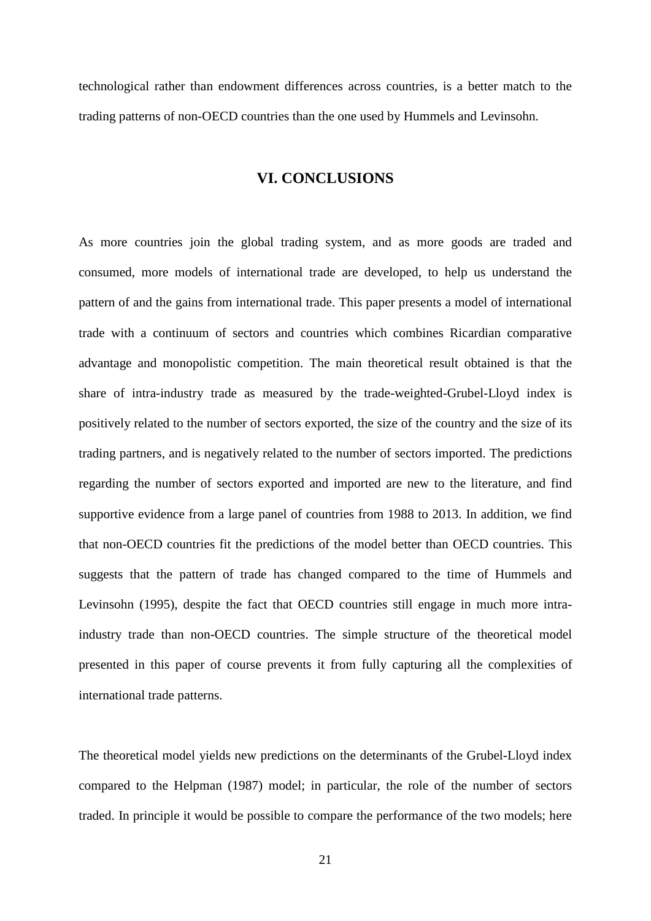technological rather than endowment differences across countries, is a better match to the trading patterns of non-OECD countries than the one used by Hummels and Levinsohn.

## VI. CONCLUSIONS

As more countries join the global trading system, and as more goods are traded and consumed, more models of international trade are developed, to help us understand the pattern of and the gains from international trade. This paper presents a model of international trade with a continuum of sectors and countries which combines Ricardian comparative advantage and monopolistic competition. The main theoretical result obtained is that the share of intra-industry trade as measured by the trade-weighted-Grubel-Lloyd index is positively related to the number of sectors exported, the size of the country and the size of its trading partners, and is negatively related to the number of sectors imported. The predictions regarding the number of sectors exported and imported are new to the literature, and find supportive evidence from a large panel of countries from 1988 to 2013. In addition, we find that non-OECD countries fit the predictions of the model better than OECD countries. This suggests that the pattern of trade has changed compared to the time of Hummels and Levinsohn (1995), despite the fact that OECD countries still engage in much more intra-industry trade than non-OECD countries. The simple structure of the theoretical model presented in this paper of course prevents it from fully capturing all the complexities of international trade patterns.

The theoretical model yields new predictions on the determinants of the Grubel-Lloyd index compared to the Helpman (1987) model; in particular, the role of the number of sectors traded. In principle it would be possible to compare the performance of the two models; here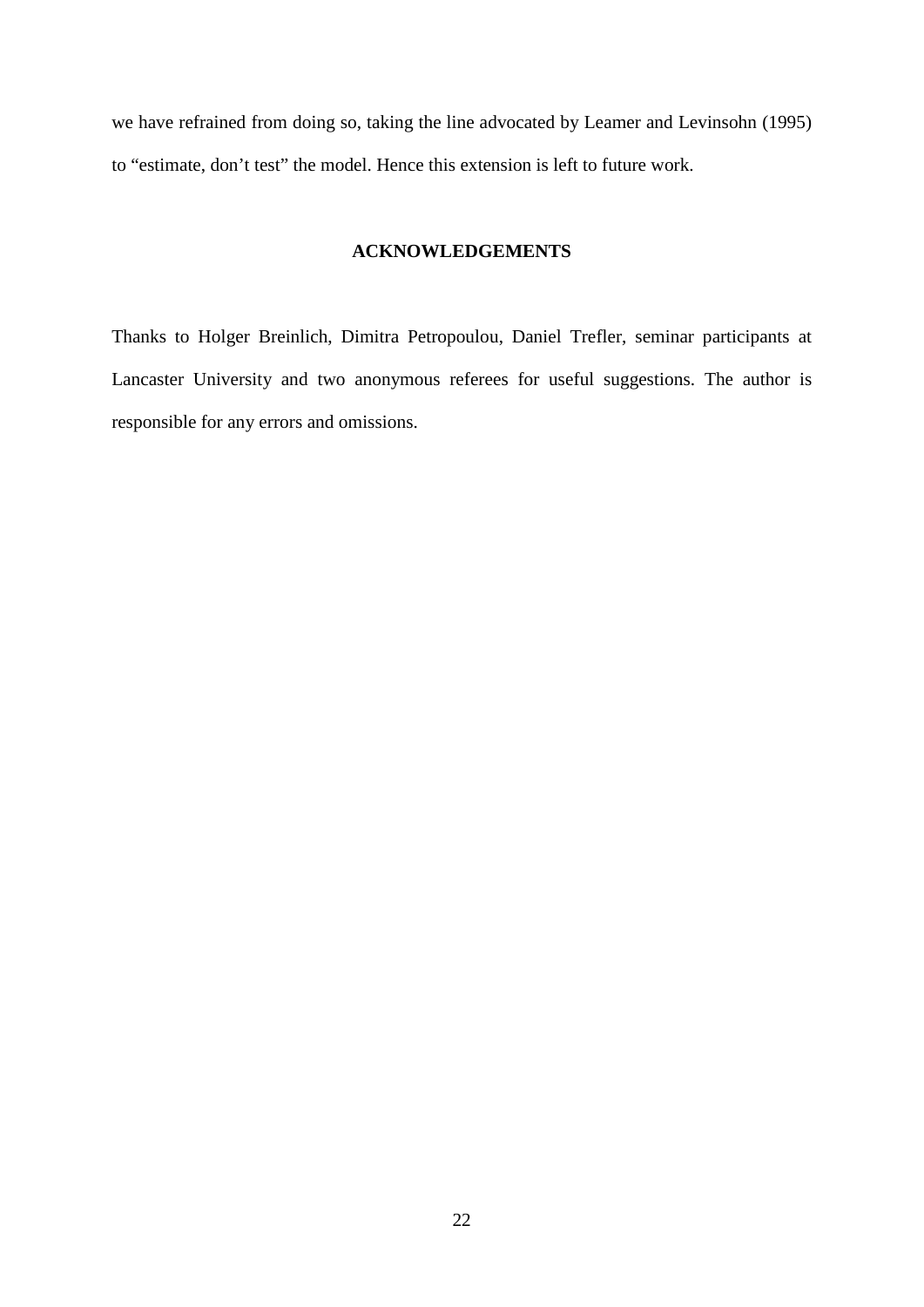we have refrained from doing so, taking the line advocated by Leamer and Levinsohn (1995) to "estimate, don't test" the model. Hence this extension is left to future work.

## ACKNOWLEDGEMENTS

Thanks to Holger Breinlich, Dimitra Petropoulou, Daniel Trefler, seminar participants at Lancaster University and two anonymous referees for useful suggestions. The author is responsible for any errors and omissions.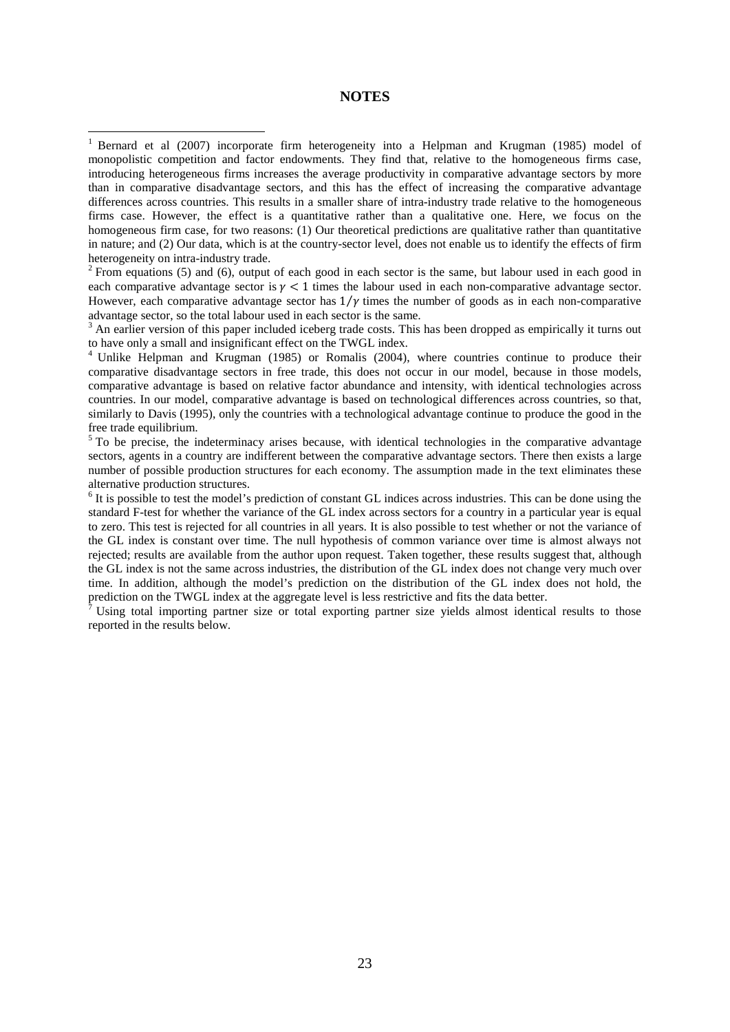# NOTES

[1] Bernard et al (2007) incorporate firm heterogeneity into a Helpman and Krugman (1985) model of monopolistic competition and factor endowments. They find that, relative to the homogeneous firms case, introducing heterogeneous firms increases the average productivity in comparative advantage sectors by more than in comparative disadvantage sectors, and this has the effect of increasing the comparative advantage differences across countries. This results in a smaller share of intra-industry trade relative to the homogeneous firms case. However, the effect is a quantitative rather than a qualitative one. Here, we focus on the homogeneous firm case, for two reasons: (1) Our theoretical predictions are qualitative rather than quantitative in nature; and (2) Our data, which is at the country-sector level, does not enable us to identify the effects of firm heterogeneity on intra-industry trade.

[2] From equations (5) and (6), output of each good in each sector is the same, but labour used in each good in each comparative advantage sector is $\gamma < 1$ times the labour used in each non-comparative advantage sector. However, each comparative advantage sector has $1/\gamma$ times the number of goods as in each non-comparative advantage sector, so the total labour used in each sector is the same.

[3] An earlier version of this paper included iceberg trade costs. This has been dropped as empirically it turns out to have only a small and insignificant effect on the TWGL index.

[4] Unlike Helpman and Krugman (1985) or Romalis (2004), where countries continue to produce their comparative disadvantage sectors in free trade, this does not occur in our model, because in those models, comparative advantage is based on relative factor abundance and intensity, with identical technologies across countries. In our model, comparative advantage is based on technological differences across countries, so that, similarly to Davis (1995), only the countries with a technological advantage continue to produce the good in the free trade equilibrium.

[5] To be precise, the indeterminacy arises because, with identical technologies in the comparative advantage sectors, agents in a country are indifferent between the comparative advantage sectors. There then exists a large number of possible production structures for each economy. The assumption made in the text eliminates these alternative production structures.

[6] It is possible to test the model's prediction of constant GL indices across industries. This can be done using the standard F-test for whether the variance of the GL index across sectors for a country in a particular year is equal to zero. This test is rejected for all countries in all years. It is also possible to test whether or not the variance of the GL index is constant over time. The null hypothesis of common variance over time is almost always not rejected; results are available from the author upon request. Taken together, these results suggest that, although the GL index is not the same across industries, the distribution of the GL index does not change very much over time. In addition, although the model's prediction on the distribution of the GL index does not hold, the prediction on the TWGL index at the aggregate level is less restrictive and fits the data better.

[7] Using total importing partner size or total exporting partner size yields almost identical results to those reported in the results below.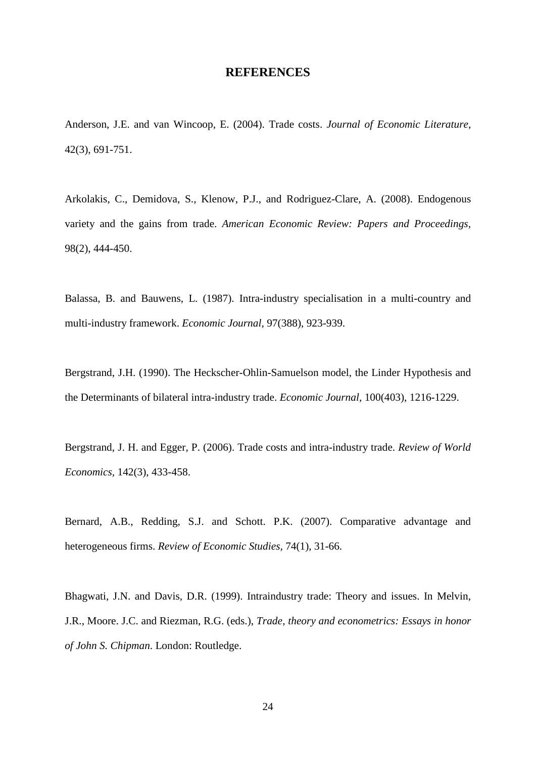# REFERENCES

Anderson, J.E. and van Wincoop, E. (2004). Trade costs. *Journal of Economic Literature*, 42(3), 691-751.

Arkolakis, C., Demidova, S., Klenow, P.J., and Rodriguez-Clare, A. (2008). Endogenous variety and the gains from trade. *American Economic Review: Papers and Proceedings*, 98(2), 444-450.

Balassa, B. and Bauwens, L. (1987). Intra-industry specialisation in a multi-country and multi-industry framework. *Economic Journal*, 97(388), 923-939.

Bergstrand, J.H. (1990). The Heckscher-Ohlin-Samuelson model, the Linder Hypothesis and the Determinants of bilateral intra-industry trade. *Economic Journal*, 100(403), 1216-1229.

Bergstrand, J. H. and Egger, P. (2006). Trade costs and intra-industry trade. *Review of World Economics*, 142(3), 433-458.

Bernard, A.B., Redding, S.J. and Schott. P.K. (2007). Comparative advantage and heterogeneous firms. *Review of Economic Studies*, 74(1), 31-66.

Bhagwati, J.N. and Davis, D.R. (1999). Intraindustry trade: Theory and issues. In Melvin, J.R., Moore. J.C. and Riezman, R.G. (eds.), *Trade, theory and econometrics: Essays in honor of John S. Chipman*. London: Routledge.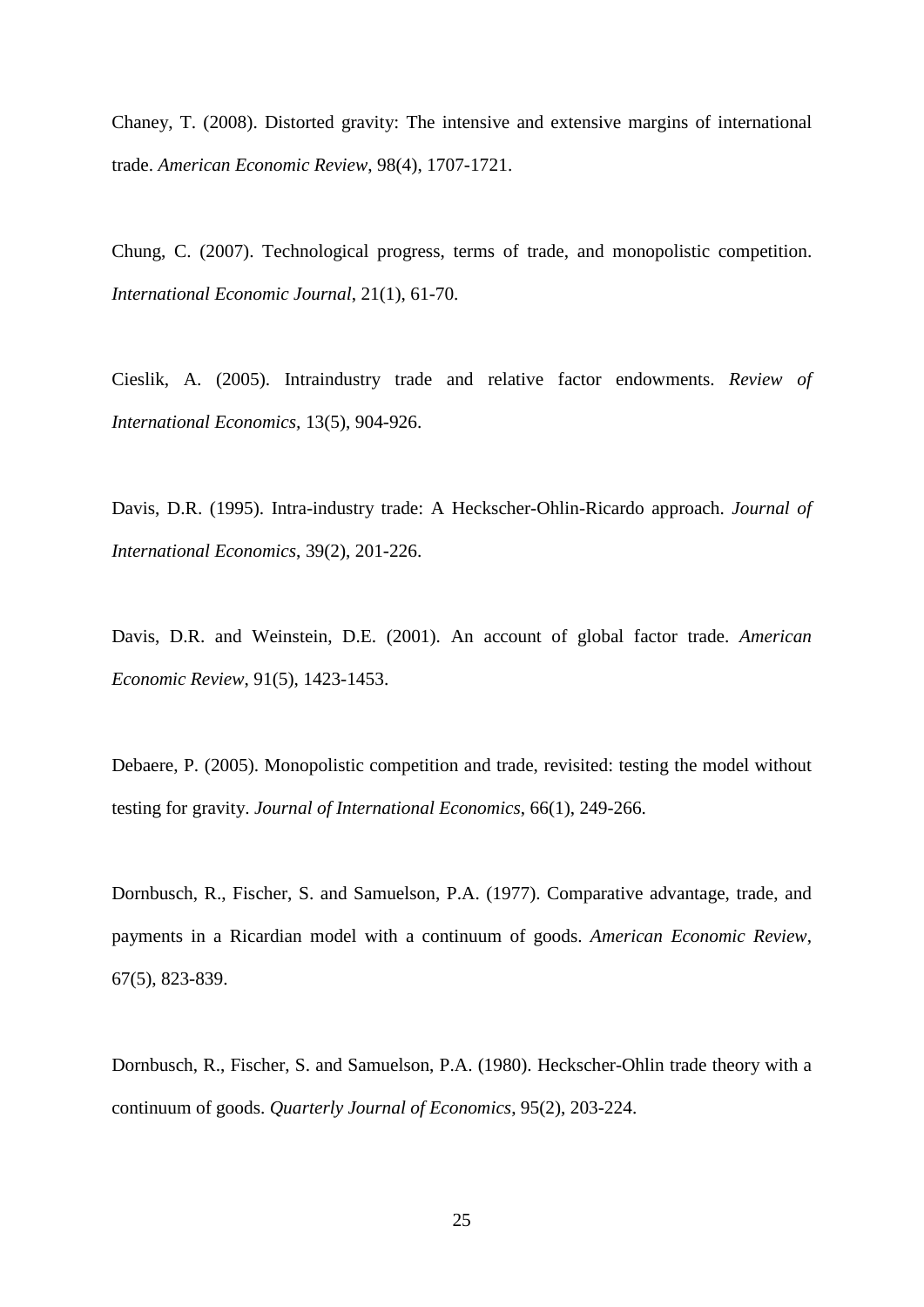Chaney, T. (2008). Distorted gravity: The intensive and extensive margins of international trade. *American Economic Review*, 98(4), 1707-1721.

Chung, C. (2007). Technological progress, terms of trade, and monopolistic competition. *International Economic Journal*, 21(1), 61-70.

Cieslik, A. (2005). Intraindustry trade and relative factor endowments. *Review of International Economics*, 13(5), 904-926.

Davis, D.R. (1995). Intra-industry trade: A Heckscher-Ohlin-Ricardo approach. *Journal of International Economics*, 39(2), 201-226.

Davis, D.R. and Weinstein, D.E. (2001). An account of global factor trade. *American Economic Review*, 91(5), 1423-1453.

Debaere, P. (2005). Monopolistic competition and trade, revisited: testing the model without testing for gravity. *Journal of International Economics*, 66(1), 249-266.

Dornbusch, R., Fischer, S. and Samuelson, P.A. (1977). Comparative advantage, trade, and payments in a Ricardian model with a continuum of goods. *American Economic Review*, 67(5), 823-839.

Dornbusch, R., Fischer, S. and Samuelson, P.A. (1980). Heckscher-Ohlin trade theory with a continuum of goods. *Quarterly Journal of Economics*, 95(2), 203-224.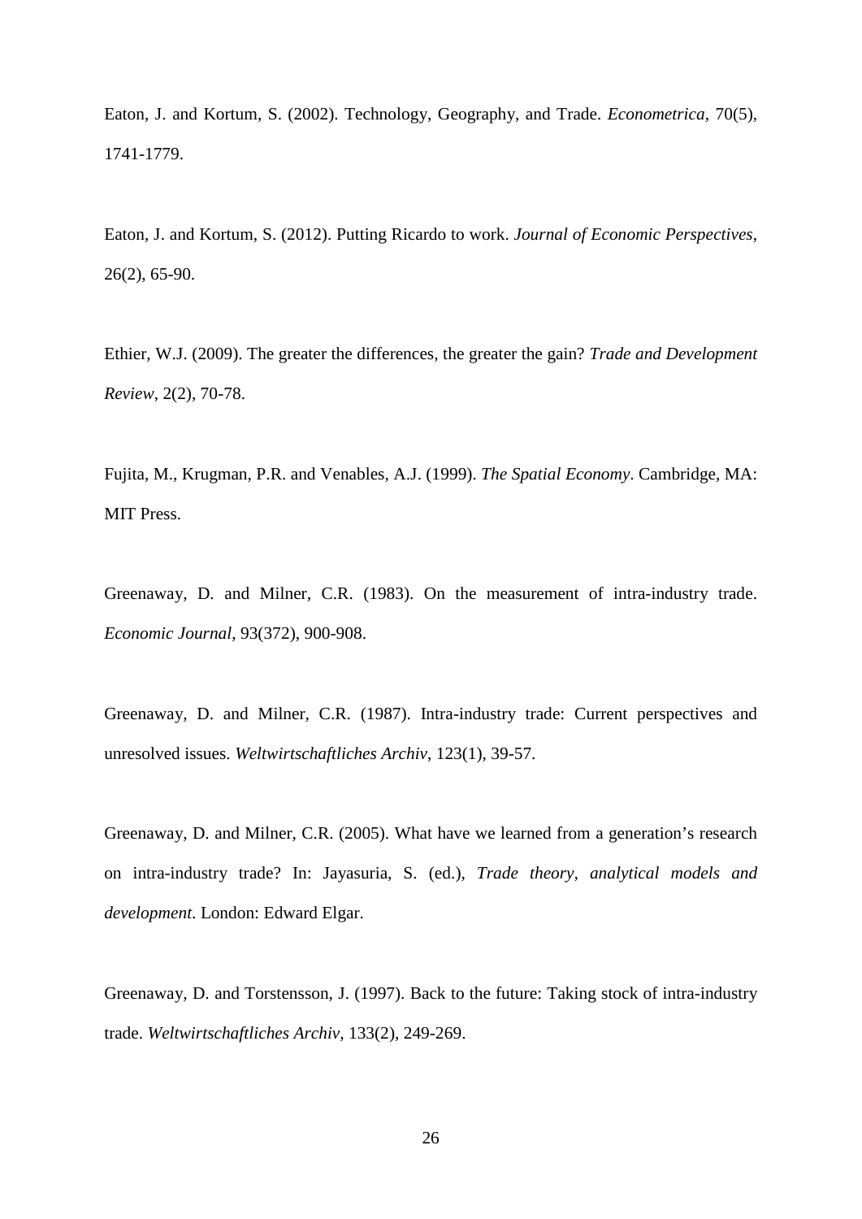Eaton, J. and Kortum, S. (2002). Technology, Geography, and Trade. *Econometrica*, 70(5), 1741-1779.

Eaton, J. and Kortum, S. (2012). Putting Ricardo to work. *Journal of Economic Perspectives*, 26(2), 65-90.

Ethier, W.J. (2009). The greater the differences, the greater the gain? *Trade and Development Review*, 2(2), 70-78.

Fujita, M., Krugman, P.R. and Venables, A.J. (1999). *The Spatial Economy*. Cambridge, MA: MIT Press.

Greenaway, D. and Milner, C.R. (1983). On the measurement of intra-industry trade. *Economic Journal*, 93(372), 900-908.

Greenaway, D. and Milner, C.R. (1987). Intra-industry trade: Current perspectives and unresolved issues. *Weltwirtschaftliches Archiv*, 123(1), 39-57.

Greenaway, D. and Milner, C.R. (2005). What have we learned from a generation's research on intra-industry trade? In: Jayasuria, S. (ed.), *Trade theory, analytical models and development*. London: Edward Elgar.

Greenaway, D. and Torstensson, J. (1997). Back to the future: Taking stock of intra-industry trade. *Weltwirtschaftliches Archiv*, 133(2), 249-269.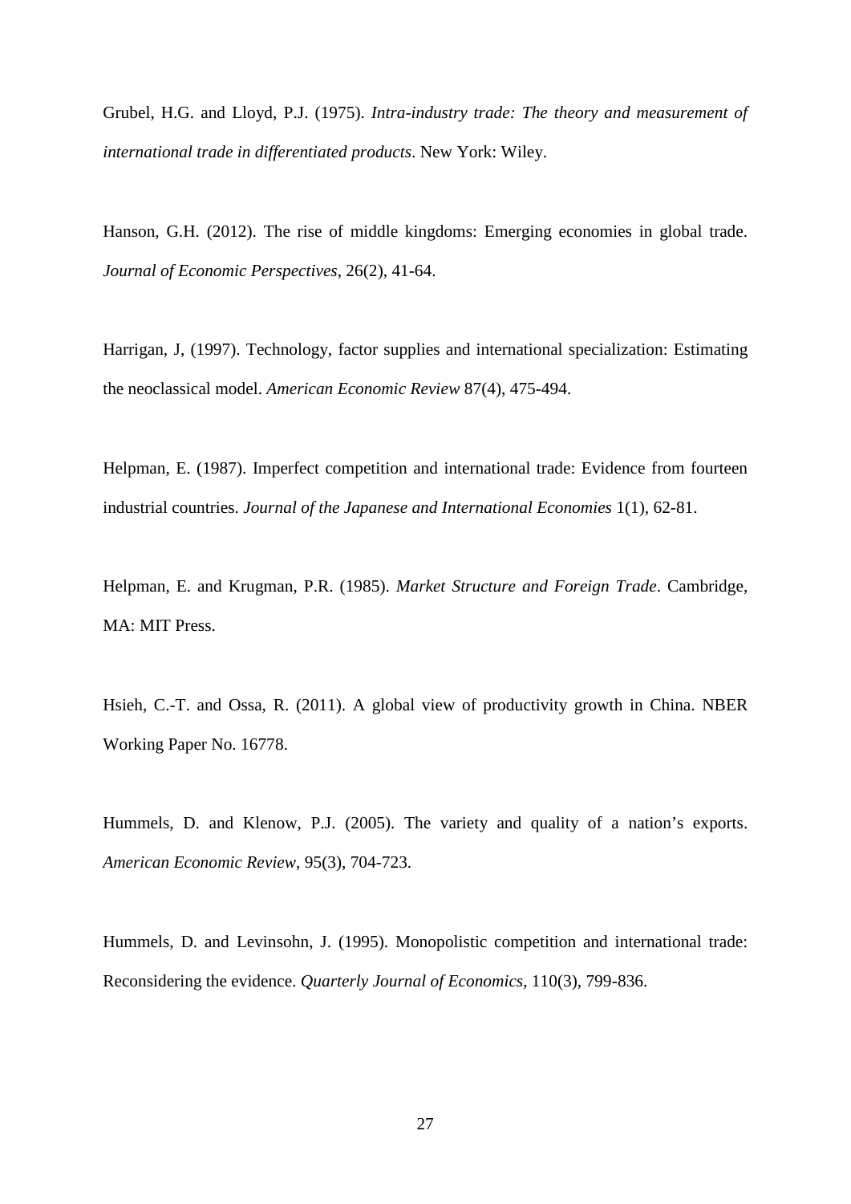Grubel, H.G. and Lloyd, P.J. (1975). *Intra-industry trade: The theory and measurement of international trade in differentiated products*. New York: Wiley.

Hanson, G.H. (2012). The rise of middle kingdoms: Emerging economies in global trade. *Journal of Economic Perspectives*, 26(2), 41-64.

Harrigan, J, (1997). Technology, factor supplies and international specialization: Estimating the neoclassical model. *American Economic Review* 87(4), 475-494.

Helpman, E. (1987). Imperfect competition and international trade: Evidence from fourteen industrial countries. *Journal of the Japanese and International Economies* 1(1), 62-81.

Helpman, E. and Krugman, P.R. (1985). *Market Structure and Foreign Trade*. Cambridge, MA: MIT Press.

Hsieh, C.-T. and Ossa, R. (2011). A global view of productivity growth in China. NBER Working Paper No. 16778.

Hummels, D. and Klenow, P.J. (2005). The variety and quality of a nation's exports. *American Economic Review*, 95(3), 704-723.

Hummels, D. and Levinsohn, J. (1995). Monopolistic competition and international trade: Reconsidering the evidence. *Quarterly Journal of Economics*, 110(3), 799-836.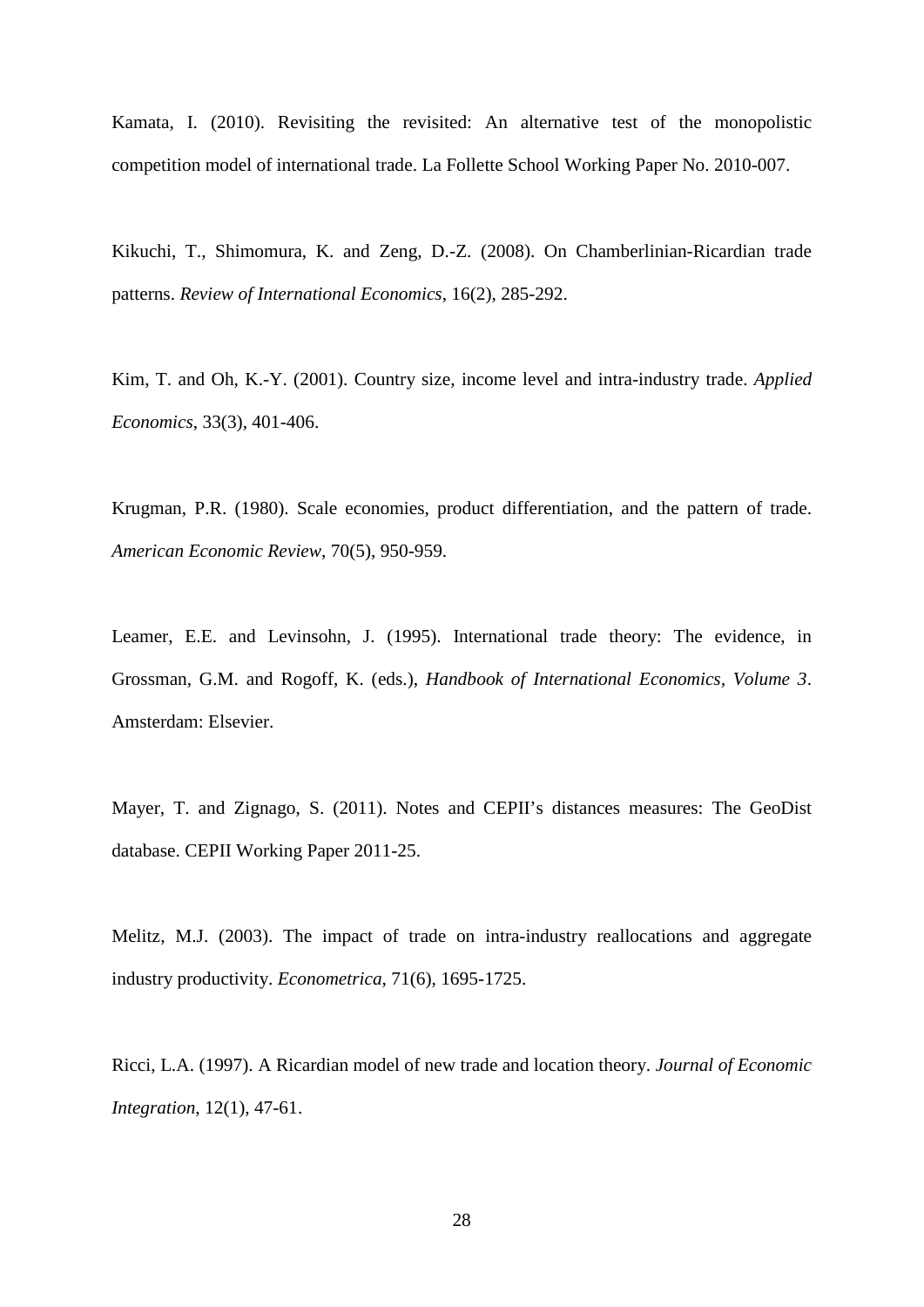Kamata, I. (2010). Revisiting the revisited: An alternative test of the monopolistic competition model of international trade. La Follette School Working Paper No. 2010-007.

Kikuchi, T., Shimomura, K. and Zeng, D.-Z. (2008). On Chamberlinian-Ricardian trade patterns. *Review of International Economics*, 16(2), 285-292.

Kim, T. and Oh, K.-Y. (2001). Country size, income level and intra-industry trade. *Applied Economics*, 33(3), 401-406.

Krugman, P.R. (1980). Scale economies, product differentiation, and the pattern of trade. *American Economic Review*, 70(5), 950-959.

Leamer, E.E. and Levinsohn, J. (1995). International trade theory: The evidence, in Grossman, G.M. and Rogoff, K. (eds.), *Handbook of International Economics, Volume 3*. Amsterdam: Elsevier.

Mayer, T. and Zignago, S. (2011). Notes and CEPII's distances measures: The GeoDist database. CEPII Working Paper 2011-25.

Melitz, M.J. (2003). The impact of trade on intra-industry reallocations and aggregate industry productivity. *Econometrica*, 71(6), 1695-1725.

Ricci, L.A. (1997). A Ricardian model of new trade and location theory. *Journal of Economic Integration*, 12(1), 47-61.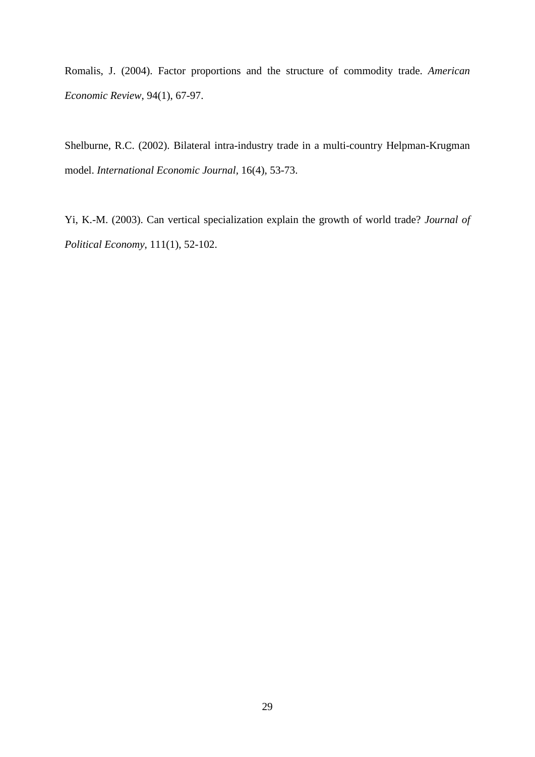Romalis, J. (2004). Factor proportions and the structure of commodity trade. *American Economic Review*, 94(1), 67-97.

Shelburne, R.C. (2002). Bilateral intra-industry trade in a multi-country Helpman-Krugman model. *International Economic Journal*, 16(4), 53-73.

Yi, K.-M. (2003). Can vertical specialization explain the growth of world trade? *Journal of Political Economy*, 111(1), 52-102.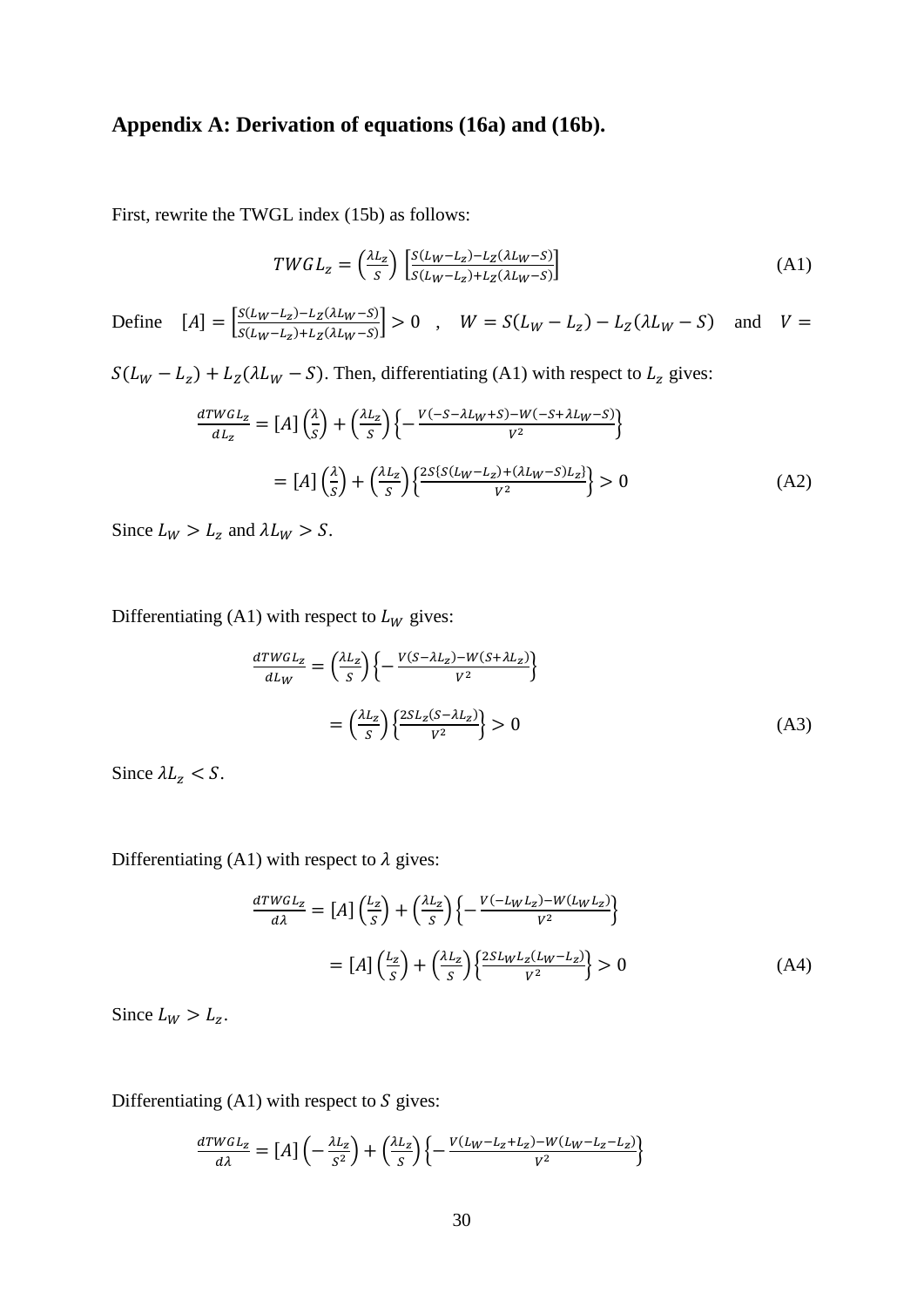## Appendix A: Derivation of equations (16a) and (16b).

First, rewrite the TWGL index (15b) as follows:

$$TWGL_z = \left(\frac{\lambda L_z}{S}\right)\left[\frac{S(L_W - L_z) - L_Z(\lambda L_W - S)}{S(L_W - L_z) + L_Z(\lambda L_W - S)}\right] \tag{A1}$$

Define $[A] = \left[\frac{S(L_W - L_z) - L_Z(\lambda L_W - S)}{S(L_W - L_z) + L_Z(\lambda L_W - S)}\right] > 0$ , $W = S(L_W - L_z) - L_Z(\lambda L_W - S)$ and $V = S(L_W - L_z) + L_Z(\lambda L_W - S)$. Then, differentiating (A1) with respect to $L_z$ gives:

$$\frac{dTWGL_z}{dL_z} = [A]\left(\frac{\lambda}{S}\right) + \left(\frac{\lambda L_z}{S}\right)\left\{-\frac{V(-S - \lambda L_W + S) - W(-S + \lambda L_W - S)}{V^2}\right\}$$

$$= [A]\left(\frac{\lambda}{S}\right) + \left(\frac{\lambda L_z}{S}\right)\left\{\frac{2S\{S(L_W - L_z) + (\lambda L_W - S)L_z\}}{V^2}\right\} > 0 \tag{A2}$$

Since $L_W > L_z$ and $\lambda L_W > S$.

Differentiating (A1) with respect to $L_W$ gives:

$$\frac{dTWGL_z}{dL_W} = \left(\frac{\lambda L_z}{S}\right)\left\{-\frac{V(S - \lambda L_z) - W(S + \lambda L_z)}{V^2}\right\}$$

$$= \left(\frac{\lambda L_z}{S}\right)\left\{\frac{2SL_z(S - \lambda L_z)}{V^2}\right\} > 0 \tag{A3}$$

Since $\lambda L_z < S$.

Differentiating (A1) with respect to $\lambda$ gives:

$$\frac{dTWGL_z}{d\lambda} = [A]\left(\frac{L_z}{S}\right) + \left(\frac{\lambda L_z}{S}\right)\left\{-\frac{V(-L_W L_z) - W(L_W L_z)}{V^2}\right\}$$

$$= [A]\left(\frac{L_z}{S}\right) + \left(\frac{\lambda L_z}{S}\right)\left\{\frac{2SL_W L_z(L_W - L_z)}{V^2}\right\} > 0 \tag{A4}$$

Since $L_W > L_z$.

Differentiating (A1) with respect to $S$ gives:

$$\frac{dTWGL_z}{d\lambda} = [A]\left(-\frac{\lambda L_z}{S^2}\right) + \left(\frac{\lambda L_z}{S}\right)\left\{-\frac{V(L_W - L_z + L_z) - W(L_W - L_z - L_z)}{V^2}\right\}$$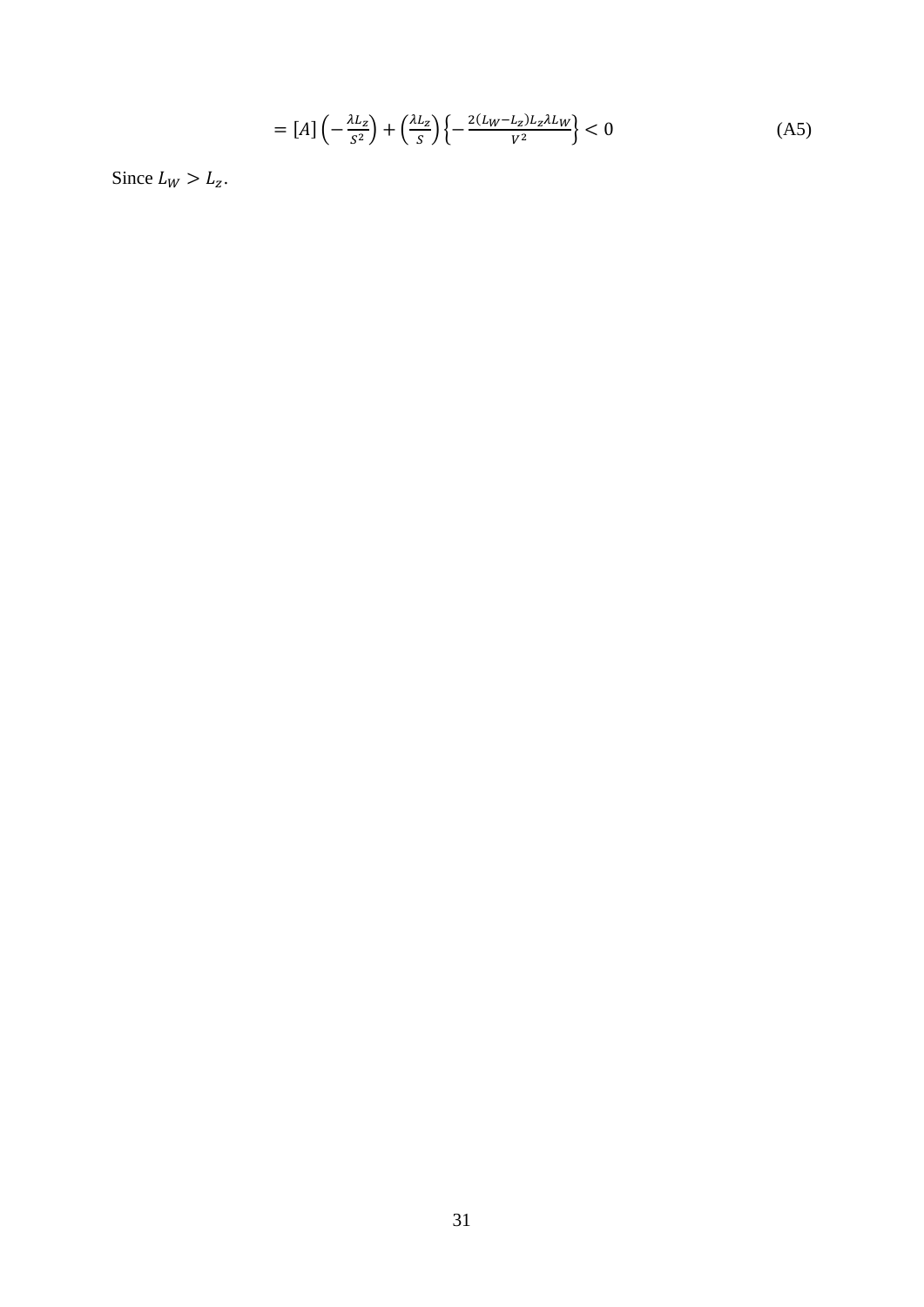$$= [A]\left(-\frac{\lambda L_z}{S^2}\right) + \left(\frac{\lambda L_z}{S}\right)\left\{-\frac{2(L_W - L_z)L_z\lambda L_W}{V^2}\right\} < 0 \tag{A5}$$

Since $L_W > L_z$.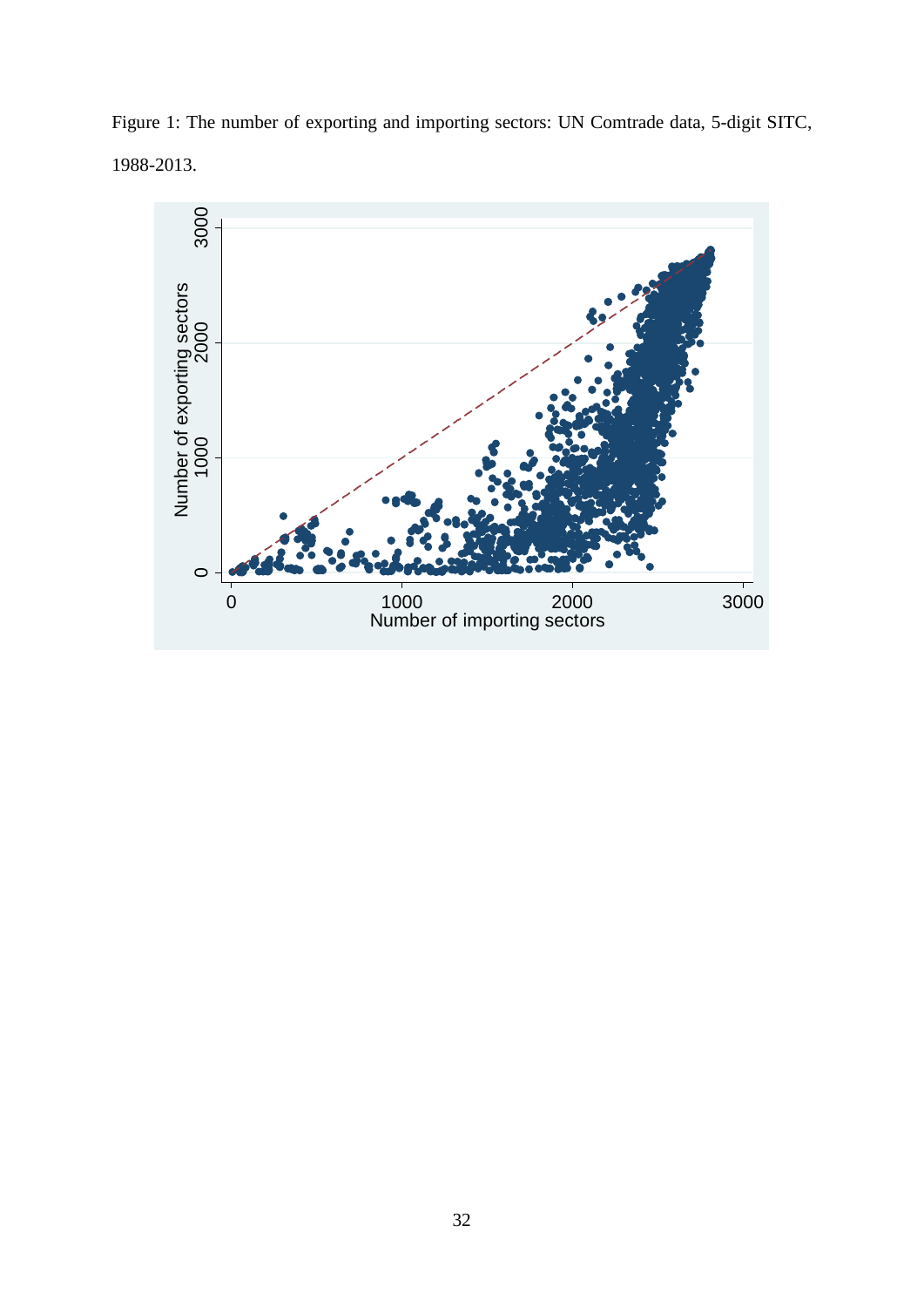Figure 1: The number of exporting and importing sectors: UN Comtrade data, 5-digit SITC, 1988-2013.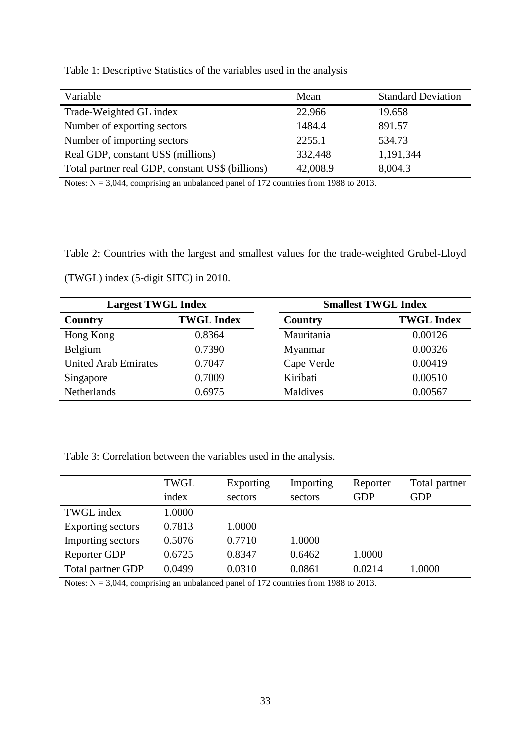Table 1: Descriptive Statistics of the variables used in the analysis

| Variable | Mean | Standard Deviation |
|---|---|---|
| Trade-Weighted GL index | 22.966 | 19.658 |
| Number of exporting sectors | 1484.4 | 891.57 |
| Number of importing sectors | 2255.1 | 534.73 |
| Real GDP, constant US$ (millions) | 332,448 | 1,191,344 |
| Total partner real GDP, constant US$ (billions) | 42,008.9 | 8,004.3 |

Notes: N = 3,044, comprising an unbalanced panel of 172 countries from 1988 to 2013.

Table 2: Countries with the largest and smallest values for the trade-weighted Grubel-Lloyd (TWGL) index (5-digit SITC) in 2010.

| **Largest TWGL Index** | | **Smallest TWGL Index** | |
|---|---|---|---|
| **Country** | **TWGL Index** | **Country** | **TWGL Index** |
| Hong Kong | 0.8364 | Mauritania | 0.00126 |
| Belgium | 0.7390 | Myanmar | 0.00326 |
| United Arab Emirates | 0.7047 | Cape Verde | 0.00419 |
| Singapore | 0.7009 | Kiribati | 0.00510 |
| Netherlands | 0.6975 | Maldives | 0.00567 |

Table 3: Correlation between the variables used in the analysis.

| | TWGL index | Exporting sectors | Importing sectors | Reporter GDP | Total partner GDP |
|---|---|---|---|---|---|
| TWGL index | 1.0000 | | | | |
| Exporting sectors | 0.7813 | 1.0000 | | | |
| Importing sectors | 0.5076 | 0.7710 | 1.0000 | | |
| Reporter GDP | 0.6725 | 0.8347 | 0.6462 | 1.0000 | |
| Total partner GDP | 0.0499 | 0.0310 | 0.0861 | 0.0214 | 1.0000 |

Notes: N = 3,044, comprising an unbalanced panel of 172 countries from 1988 to 2013.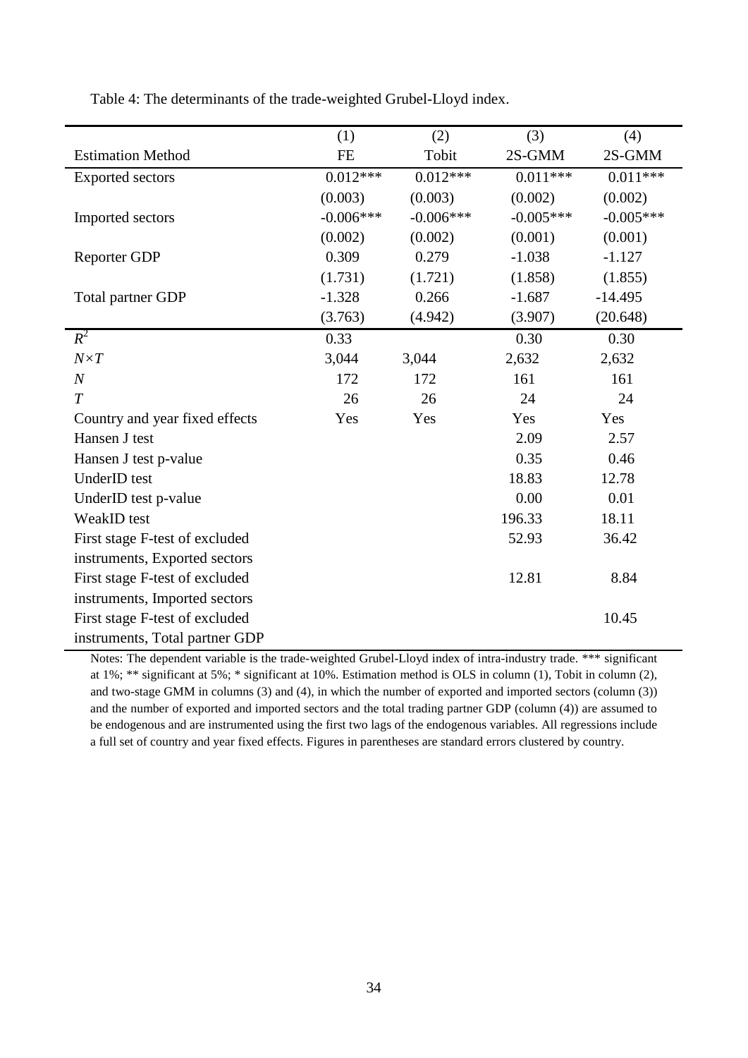Table 4: The determinants of the trade-weighted Grubel-Lloyd index.

| | (1) | (2) | (3) | (4) |
|---|---|---|---|---|
| Estimation Method | FE | Tobit | 2S-GMM | 2S-GMM |
| Exported sectors | 0.012*** | 0.012*** | 0.011*** | 0.011*** |
| | (0.003) | (0.003) | (0.002) | (0.002) |
| Imported sectors | -0.006*** | -0.006*** | -0.005*** | -0.005*** |
| | (0.002) | (0.002) | (0.001) | (0.001) |
| Reporter GDP | 0.309 | 0.279 | -1.038 | -1.127 |
| | (1.731) | (1.721) | (1.858) | (1.855) |
| Total partner GDP | -1.328 | 0.266 | -1.687 | -14.495 |
| | (3.763) | (4.942) | (3.907) | (20.648) |
| $R^2$ | 0.33 | | 0.30 | 0.30 |
| $N \times T$ | 3,044 | 3,044 | 2,632 | 2,632 |
| $N$ | 172 | 172 | 161 | 161 |
| $T$ | 26 | 26 | 24 | 24 |
| Country and year fixed effects | Yes | Yes | Yes | Yes |
| Hansen J test | | | 2.09 | 2.57 |
| Hansen J test p-value | | | 0.35 | 0.46 |
| UnderID test | | | 18.83 | 12.78 |
| UnderID test p-value | | | 0.00 | 0.01 |
| WeakID test | | | 196.33 | 18.11 |
| First stage F-test of excluded instruments, Exported sectors | | | 52.93 | 36.42 |
| First stage F-test of excluded instruments, Imported sectors | | | 12.81 | 8.84 |
| First stage F-test of excluded instruments, Total partner GDP | | | | 10.45 |

Notes: The dependent variable is the trade-weighted Grubel-Lloyd index of intra-industry trade. *** significant at 1%; ** significant at 5%; * significant at 10%. Estimation method is OLS in column (1), Tobit in column (2), and two-stage GMM in columns (3) and (4), in which the number of exported and imported sectors (column (3)) and the number of exported and imported sectors and the total trading partner GDP (column (4)) are assumed to be endogenous and are instrumented using the first two lags of the endogenous variables. All regressions include a full set of country and year fixed effects. Figures in parentheses are standard errors clustered by country.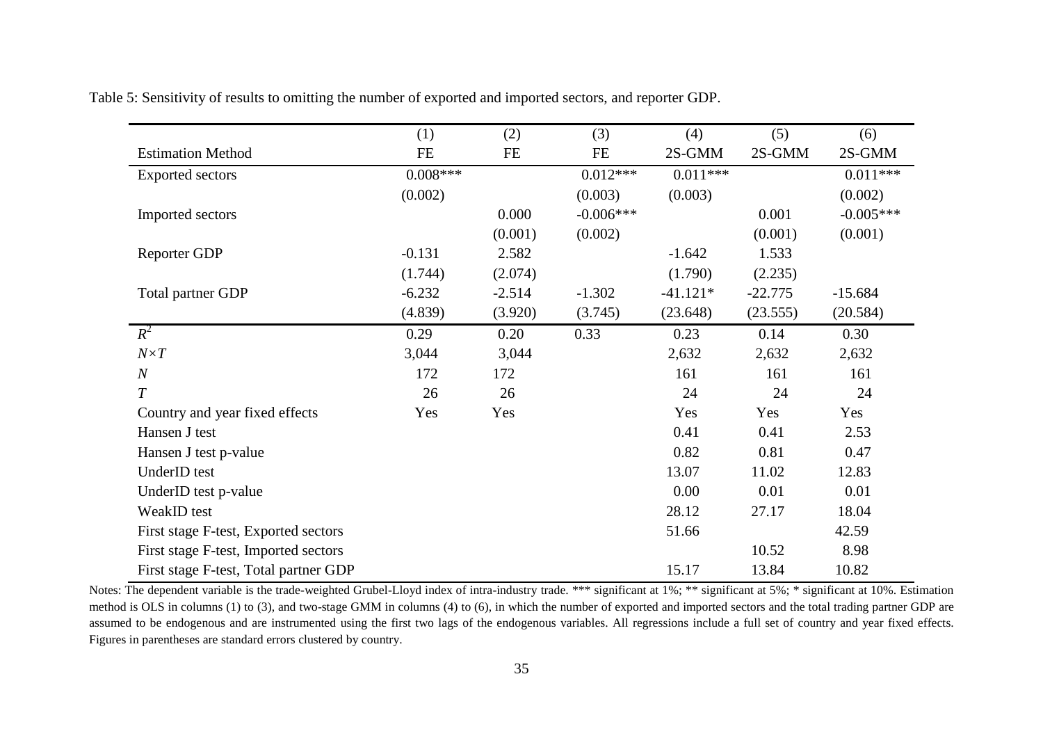Table 5: Sensitivity of results to omitting the number of exported and imported sectors, and reporter GDP.

| | (1) | (2) | (3) | (4) | (5) | (6) |
|---|---|---|---|---|---|---|
| Estimation Method | FE | FE | FE | 2S-GMM | 2S-GMM | 2S-GMM |
| Exported sectors | 0.008*** | | 0.012*** | 0.011*** | | 0.011*** |
| | (0.002) | | (0.003) | (0.003) | | (0.002) |
| Imported sectors | | 0.000 | -0.006*** | | 0.001 | -0.005*** |
| | | (0.001) | (0.002) | | (0.001) | (0.001) |
| Reporter GDP | -0.131 | 2.582 | | -1.642 | 1.533 | |
| | (1.744) | (2.074) | | (1.790) | (2.235) | |
| Total partner GDP | -6.232 | -2.514 | -1.302 | -41.121* | -22.775 | -15.684 |
| | (4.839) | (3.920) | (3.745) | (23.648) | (23.555) | (20.584) |
| $R^2$ | 0.29 | 0.20 | 0.33 | 0.23 | 0.14 | 0.30 |
| $N \times T$ | 3,044 | 3,044 | | 2,632 | 2,632 | 2,632 |
| $N$ | 172 | 172 | | 161 | 161 | 161 |
| $T$ | 26 | 26 | | 24 | 24 | 24 |
| Country and year fixed effects | Yes | Yes | | Yes | Yes | Yes |
| Hansen J test | | | | 0.41 | 0.41 | 2.53 |
| Hansen J test p-value | | | | 0.82 | 0.81 | 0.47 |
| UnderID test | | | | 13.07 | 11.02 | 12.83 |
| UnderID test p-value | | | | 0.00 | 0.01 | 0.01 |
| WeakID test | | | | 28.12 | 27.17 | 18.04 |
| First stage F-test, Exported sectors | | | | 51.66 | | 42.59 |
| First stage F-test, Imported sectors | | | | | 10.52 | 8.98 |
| First stage F-test, Total partner GDP | | | | 15.17 | 13.84 | 10.82 |

Notes: The dependent variable is the trade-weighted Grubel-Lloyd index of intra-industry trade. *** significant at 1%; ** significant at 5%; * significant at 10%. Estimation method is OLS in columns (1) to (3), and two-stage GMM in columns (4) to (6), in which the number of exported and imported sectors and the total trading partner GDP are assumed to be endogenous and are instrumented using the first two lags of the endogenous variables. All regressions include a full set of country and year fixed effects. Figures in parentheses are standard errors clustered by country.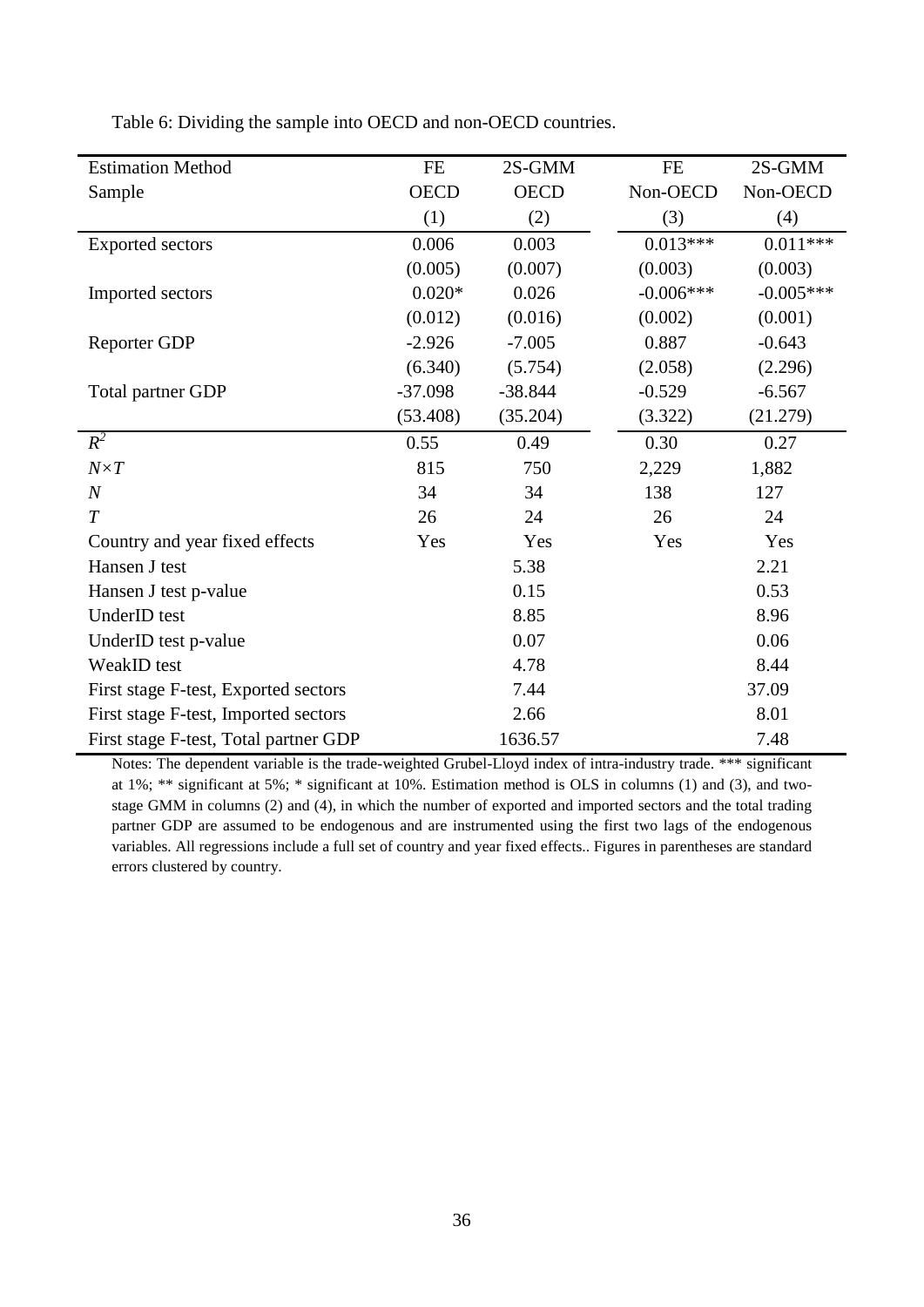Table 6: Dividing the sample into OECD and non-OECD countries.

| Estimation Method | FE | 2S-GMM | FE | 2S-GMM |
|---|---|---|---|---|
| Sample | OECD | OECD | Non-OECD | Non-OECD |
| | (1) | (2) | (3) | (4) |
| Exported sectors | 0.006 | 0.003 | 0.013*** | 0.011*** |
| | (0.005) | (0.007) | (0.003) | (0.003) |
| Imported sectors | 0.020* | 0.026 | -0.006*** | -0.005*** |
| | (0.012) | (0.016) | (0.002) | (0.001) |
| Reporter GDP | -2.926 | -7.005 | 0.887 | -0.643 |
| | (6.340) | (5.754) | (2.058) | (2.296) |
| Total partner GDP | -37.098 | -38.844 | -0.529 | -6.567 |
| | (53.408) | (35.204) | (3.322) | (21.279) |
| $R^2$ | 0.55 | 0.49 | 0.30 | 0.27 |
| $N \times T$ | 815 | 750 | 2,229 | 1,882 |
| $N$ | 34 | 34 | 138 | 127 |
| $T$ | 26 | 24 | 26 | 24 |
| Country and year fixed effects | Yes | Yes | Yes | Yes |
| Hansen J test | | 5.38 | | 2.21 |
| Hansen J test p-value | | 0.15 | | 0.53 |
| UnderID test | | 8.85 | | 8.96 |
| UnderID test p-value | | 0.07 | | 0.06 |
| WeakID test | | 4.78 | | 8.44 |
| First stage F-test, Exported sectors | | 7.44 | | 37.09 |
| First stage F-test, Imported sectors | | 2.66 | | 8.01 |
| First stage F-test, Total partner GDP | | 1636.57 | | 7.48 |

Notes: The dependent variable is the trade-weighted Grubel-Lloyd index of intra-industry trade. *** significant at 1%; ** significant at 5%; * significant at 10%. Estimation method is OLS in columns (1) and (3), and two-stage GMM in columns (2) and (4), in which the number of exported and imported sectors and the total trading partner GDP are assumed to be endogenous and are instrumented using the first two lags of the endogenous variables. All regressions include a full set of country and year fixed effects.. Figures in parentheses are standard errors clustered by country.